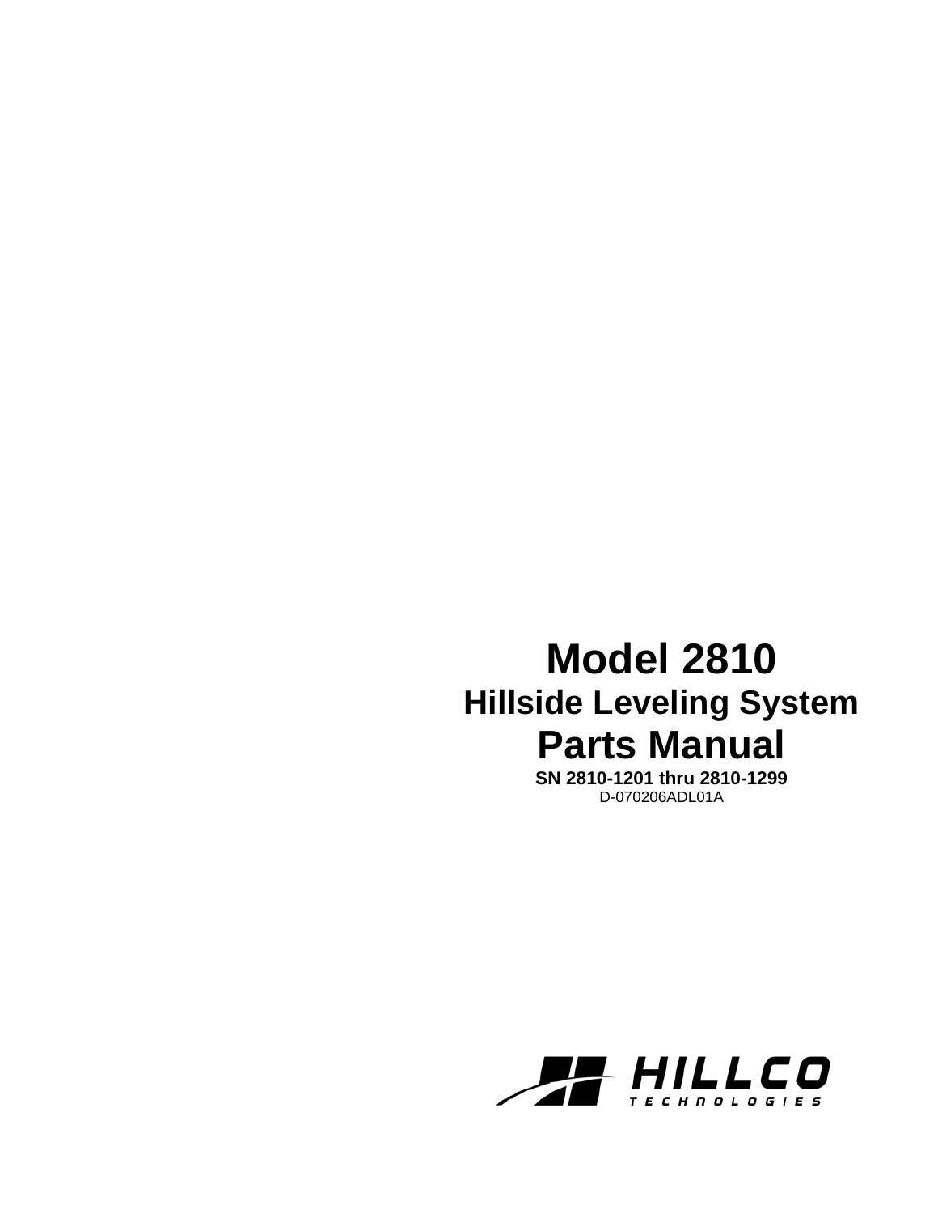# Model 2810

## Hillside Leveling System

# Parts Manual

**SN 2810-1201 thru 2810-1299**

D-070206ADL01A

HILLCO TECHNOLOGIES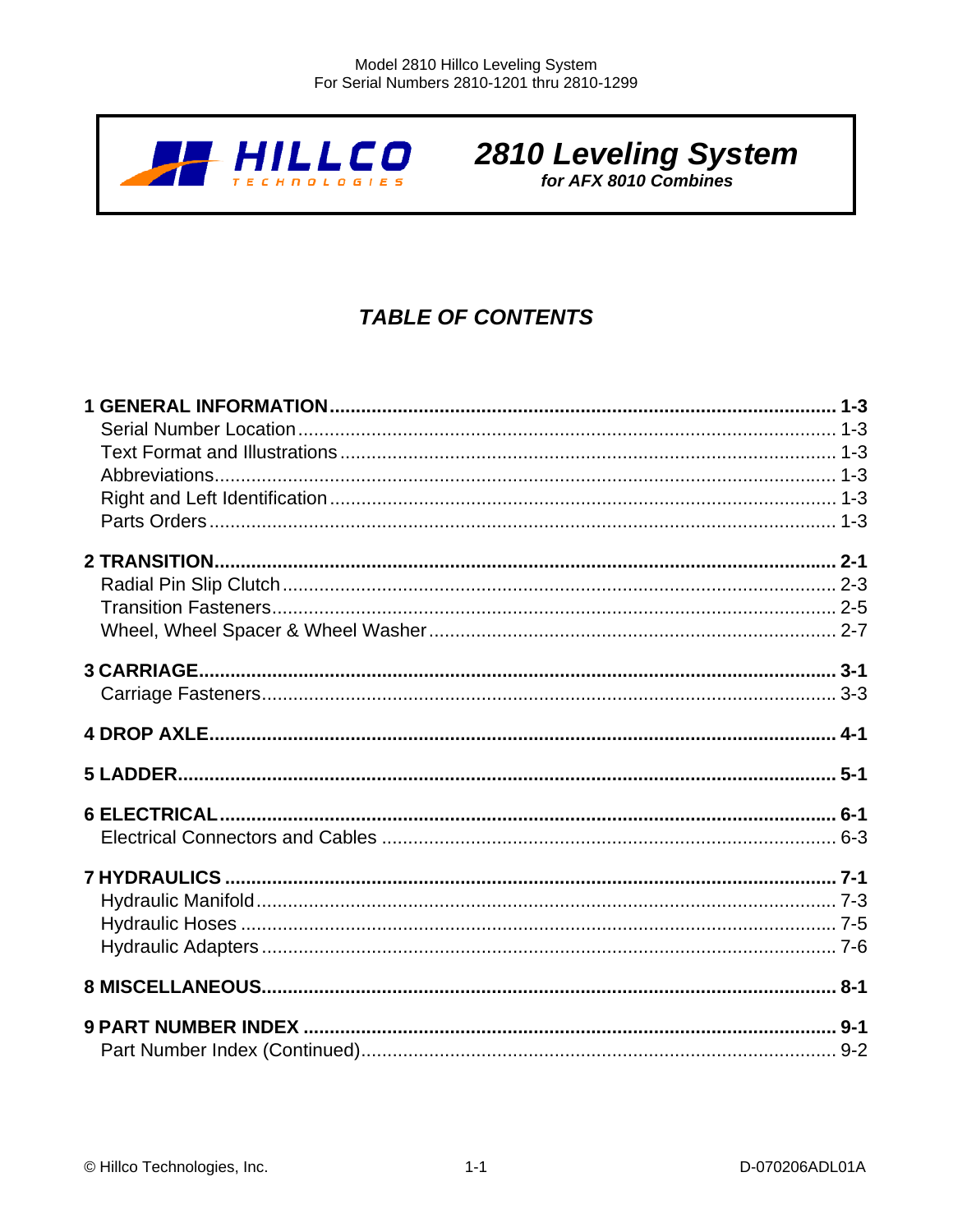**2810 Leveling System**
***for AFX 8010 Combines***

# *TABLE OF CONTENTS*

**1 GENERAL INFORMATION ........................................ 1-3**
- Serial Number Location ........................................ 1-3
- Text Format and Illustrations ........................................ 1-3
- Abbreviations ........................................ 1-3
- Right and Left Identification ........................................ 1-3
- Parts Orders ........................................ 1-3

**2 TRANSITION ........................................ 2-1**
- Radial Pin Slip Clutch ........................................ 2-3
- Transition Fasteners ........................................ 2-5
- Wheel, Wheel Spacer & Wheel Washer ........................................ 2-7

**3 CARRIAGE ........................................ 3-1**
- Carriage Fasteners ........................................ 3-3

**4 DROP AXLE ........................................ 4-1**

**5 LADDER ........................................ 5-1**

**6 ELECTRICAL ........................................ 6-1**
- Electrical Connectors and Cables ........................................ 6-3

**7 HYDRAULICS ........................................ 7-1**
- Hydraulic Manifold ........................................ 7-3
- Hydraulic Hoses ........................................ 7-5
- Hydraulic Adapters ........................................ 7-6

**8 MISCELLANEOUS ........................................ 8-1**

**9 PART NUMBER INDEX ........................................ 9-1**
- Part Number Index (Continued) ........................................ 9-2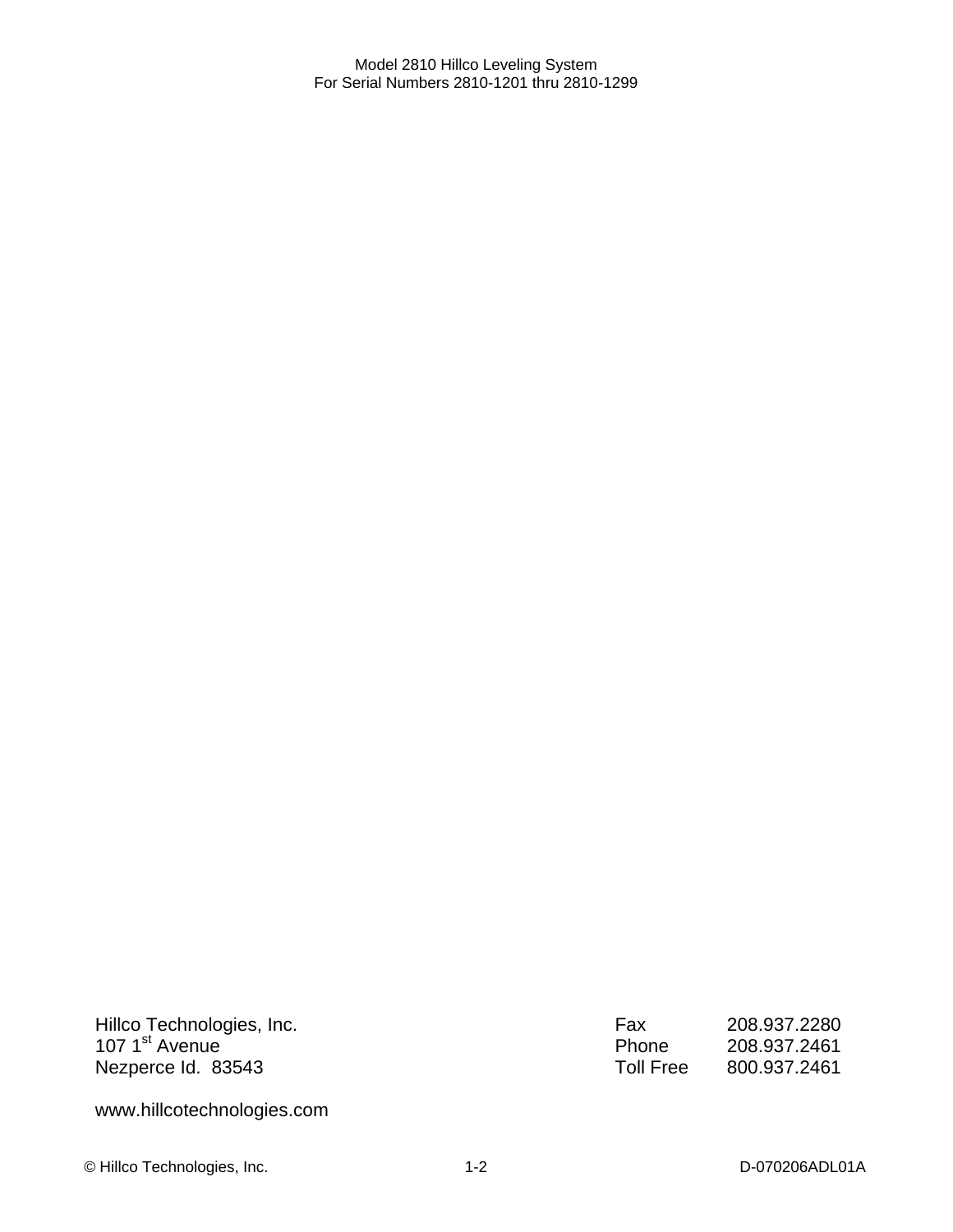Hillco Technologies, Inc.
107 1st Avenue
Nezperce Id. 83543

| | |
|---|---|
| Fax | 208.937.2280 |
| Phone | 208.937.2461 |
| Toll Free | 800.937.2461 |

www.hillcotechnologies.com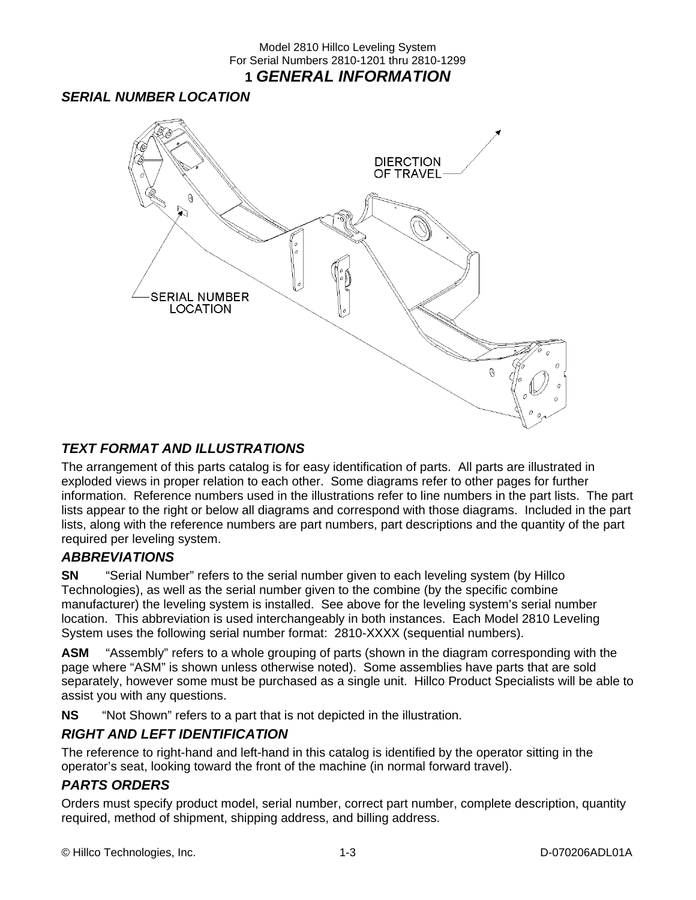# 1 GENERAL INFORMATION

## SERIAL NUMBER LOCATION

DIERCTION OF TRAVEL

SERIAL NUMBER LOCATION

## TEXT FORMAT AND ILLUSTRATIONS

The arrangement of this parts catalog is for easy identification of parts. All parts are illustrated in exploded views in proper relation to each other. Some diagrams refer to other pages for further information. Reference numbers used in the illustrations refer to line numbers in the part lists. The part lists appear to the right or below all diagrams and correspond with those diagrams. Included in the part lists, along with the reference numbers are part numbers, part descriptions and the quantity of the part required per leveling system.

## ABBREVIATIONS

**SN** "Serial Number" refers to the serial number given to each leveling system (by Hillco Technologies), as well as the serial number given to the combine (by the specific combine manufacturer) the leveling system is installed. See above for the leveling system's serial number location. This abbreviation is used interchangeably in both instances. Each Model 2810 Leveling System uses the following serial number format: 2810-XXXX (sequential numbers).

**ASM** "Assembly" refers to a whole grouping of parts (shown in the diagram corresponding with the page where "ASM" is shown unless otherwise noted). Some assemblies have parts that are sold separately, however some must be purchased as a single unit. Hillco Product Specialists will be able to assist you with any questions.

**NS** "Not Shown" refers to a part that is not depicted in the illustration.

## RIGHT AND LEFT IDENTIFICATION

The reference to right-hand and left-hand in this catalog is identified by the operator sitting in the operator's seat, looking toward the front of the machine (in normal forward travel).

## PARTS ORDERS

Orders must specify product model, serial number, correct part number, complete description, quantity required, method of shipment, shipping address, and billing address.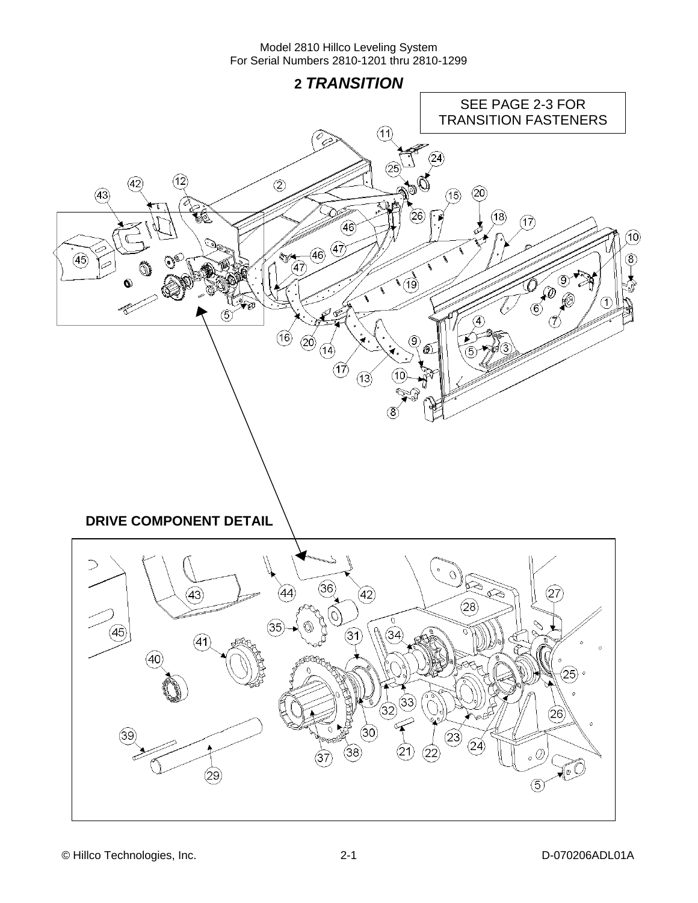## 2 *TRANSITION*

SEE PAGE 2-3 FOR TRANSITION FASTENERS

**DRIVE COMPONENT DETAIL**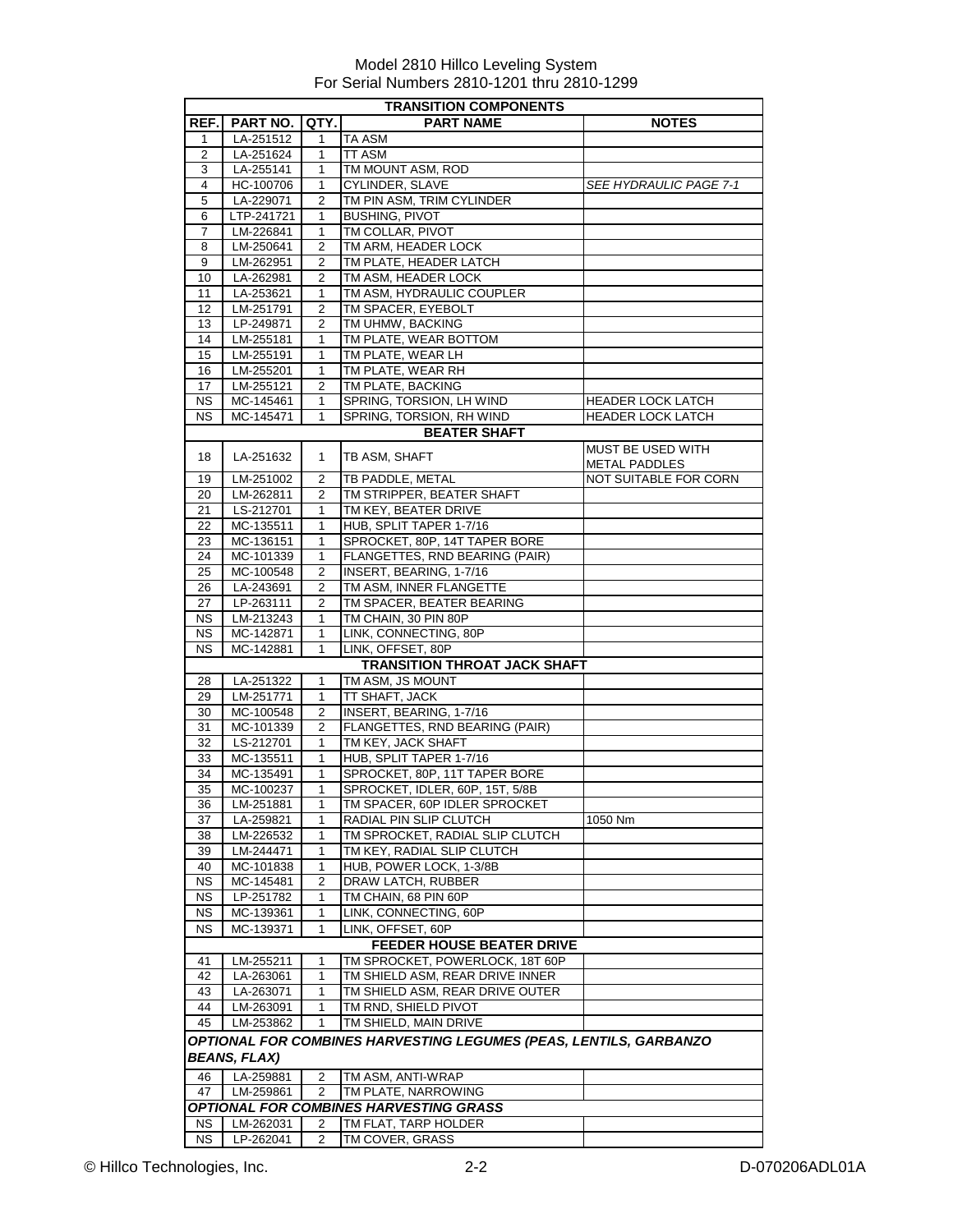Model 2810 Hillco Leveling System
For Serial Numbers 2810-1201 thru 2810-1299

| REF. | PART NO. | QTY. | PART NAME | NOTES |
|---|---|---|---|---|
| **TRANSITION COMPONENTS** | | | | |
| 1 | LA-251512 | 1 | TA ASM | |
| 2 | LA-251624 | 1 | TT ASM | |
| 3 | LA-255141 | 1 | TM MOUNT ASM, ROD | |
| 4 | HC-100706 | 1 | CYLINDER, SLAVE | *SEE HYDRAULIC PAGE 7-1* |
| 5 | LA-229071 | 2 | TM PIN ASM, TRIM CYLINDER | |
| 6 | LTP-241721 | 1 | BUSHING, PIVOT | |
| 7 | LM-226841 | 1 | TM COLLAR, PIVOT | |
| 8 | LM-250641 | 2 | TM ARM, HEADER LOCK | |
| 9 | LM-262951 | 2 | TM PLATE, HEADER LATCH | |
| 10 | LA-262981 | 2 | TM ASM, HEADER LOCK | |
| 11 | LA-253621 | 1 | TM ASM, HYDRAULIC COUPLER | |
| 12 | LM-251791 | 2 | TM SPACER, EYEBOLT | |
| 13 | LP-249871 | 2 | TM UHMW, BACKING | |
| 14 | LM-255181 | 1 | TM PLATE, WEAR BOTTOM | |
| 15 | LM-255191 | 1 | TM PLATE, WEAR LH | |
| 16 | LM-255201 | 1 | TM PLATE, WEAR RH | |
| 17 | LM-255121 | 2 | TM PLATE, BACKING | |
| NS | MC-145461 | 1 | SPRING, TORSION, LH WIND | HEADER LOCK LATCH |
| NS | MC-145471 | 1 | SPRING, TORSION, RH WIND | HEADER LOCK LATCH |
| **BEATER SHAFT** | | | | |
| 18 | LA-251632 | 1 | TB ASM, SHAFT | MUST BE USED WITH METAL PADDLES |
| 19 | LM-251002 | 2 | TB PADDLE, METAL | NOT SUITABLE FOR CORN |
| 20 | LM-262811 | 2 | TM STRIPPER, BEATER SHAFT | |
| 21 | LS-212701 | 1 | TM KEY, BEATER DRIVE | |
| 22 | MC-135511 | 1 | HUB, SPLIT TAPER 1-7/16 | |
| 23 | MC-136151 | 1 | SPROCKET, 80P, 14T TAPER BORE | |
| 24 | MC-101339 | 1 | FLANGETTES, RND BEARING (PAIR) | |
| 25 | MC-100548 | 2 | INSERT, BEARING, 1-7/16 | |
| 26 | LA-243691 | 2 | TM ASM, INNER FLANGETTE | |
| 27 | LP-263111 | 2 | TM SPACER, BEATER BEARING | |
| NS | LM-213243 | 1 | TM CHAIN, 30 PIN 80P | |
| NS | MC-142871 | 1 | LINK, CONNECTING, 80P | |
| NS | MC-142881 | 1 | LINK, OFFSET, 80P | |
| **TRANSITION THROAT JACK SHAFT** | | | | |
| 28 | LA-251322 | 1 | TM ASM, JS MOUNT | |
| 29 | LM-251771 | 1 | TT SHAFT, JACK | |
| 30 | MC-100548 | 2 | INSERT, BEARING, 1-7/16 | |
| 31 | MC-101339 | 2 | FLANGETTES, RND BEARING (PAIR) | |
| 32 | LS-212701 | 1 | TM KEY, JACK SHAFT | |
| 33 | MC-135511 | 1 | HUB, SPLIT TAPER 1-7/16 | |
| 34 | MC-135491 | 1 | SPROCKET, 80P, 11T TAPER BORE | |
| 35 | MC-100237 | 1 | SPROCKET, IDLER, 60P, 15T, 5/8B | |
| 36 | LM-251881 | 1 | TM SPACER, 60P IDLER SPROCKET | |
| 37 | LA-259821 | 1 | RADIAL PIN SLIP CLUTCH | 1050 Nm |
| 38 | LM-226532 | 1 | TM SPROCKET, RADIAL SLIP CLUTCH | |
| 39 | LM-244471 | 1 | TM KEY, RADIAL SLIP CLUTCH | |
| 40 | MC-101838 | 1 | HUB, POWER LOCK, 1-3/8B | |
| NS | MC-145481 | 2 | DRAW LATCH, RUBBER | |
| NS | LP-251782 | 1 | TM CHAIN, 68 PIN 60P | |
| NS | MC-139361 | 1 | LINK, CONNECTING, 60P | |
| NS | MC-139371 | 1 | LINK, OFFSET, 60P | |
| **FEEDER HOUSE BEATER DRIVE** | | | | |
| 41 | LM-255211 | 1 | TM SPROCKET, POWERLOCK, 18T 60P | |
| 42 | LA-263061 | 1 | TM SHIELD ASM, REAR DRIVE INNER | |
| 43 | LA-263071 | 1 | TM SHIELD ASM, REAR DRIVE OUTER | |
| 44 | LM-263091 | 1 | TM RND, SHIELD PIVOT | |
| 45 | LM-253862 | 1 | TM SHIELD, MAIN DRIVE | |
| ***OPTIONAL FOR COMBINES HARVESTING LEGUMES (PEAS, LENTILS, GARBANZO BEANS, FLAX)*** | | | | |
| 46 | LA-259881 | 2 | TM ASM, ANTI-WRAP | |
| 47 | LM-259861 | 2 | TM PLATE, NARROWING | |
| ***OPTIONAL FOR COMBINES HARVESTING GRASS*** | | | | |
| NS | LM-262031 | 2 | TM FLAT, TARP HOLDER | |
| NS | LP-262041 | 2 | TM COVER, GRASS | |

© Hillco Technologies, Inc. 2-2 D-070206ADL01A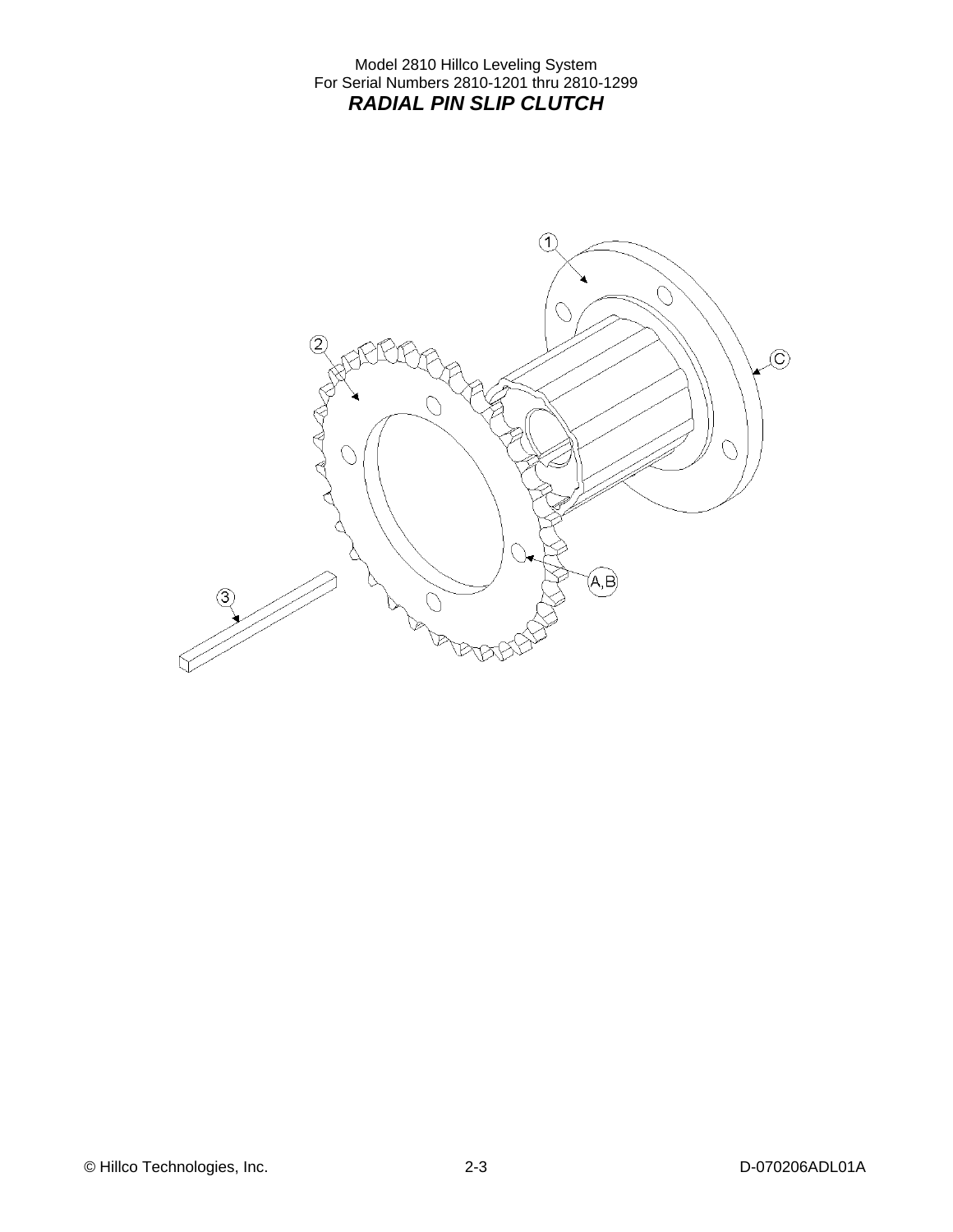Model 2810 Hillco Leveling System
For Serial Numbers 2810-1201 thru 2810-1299

## *RADIAL PIN SLIP CLUTCH*

1

2

C

A,B

3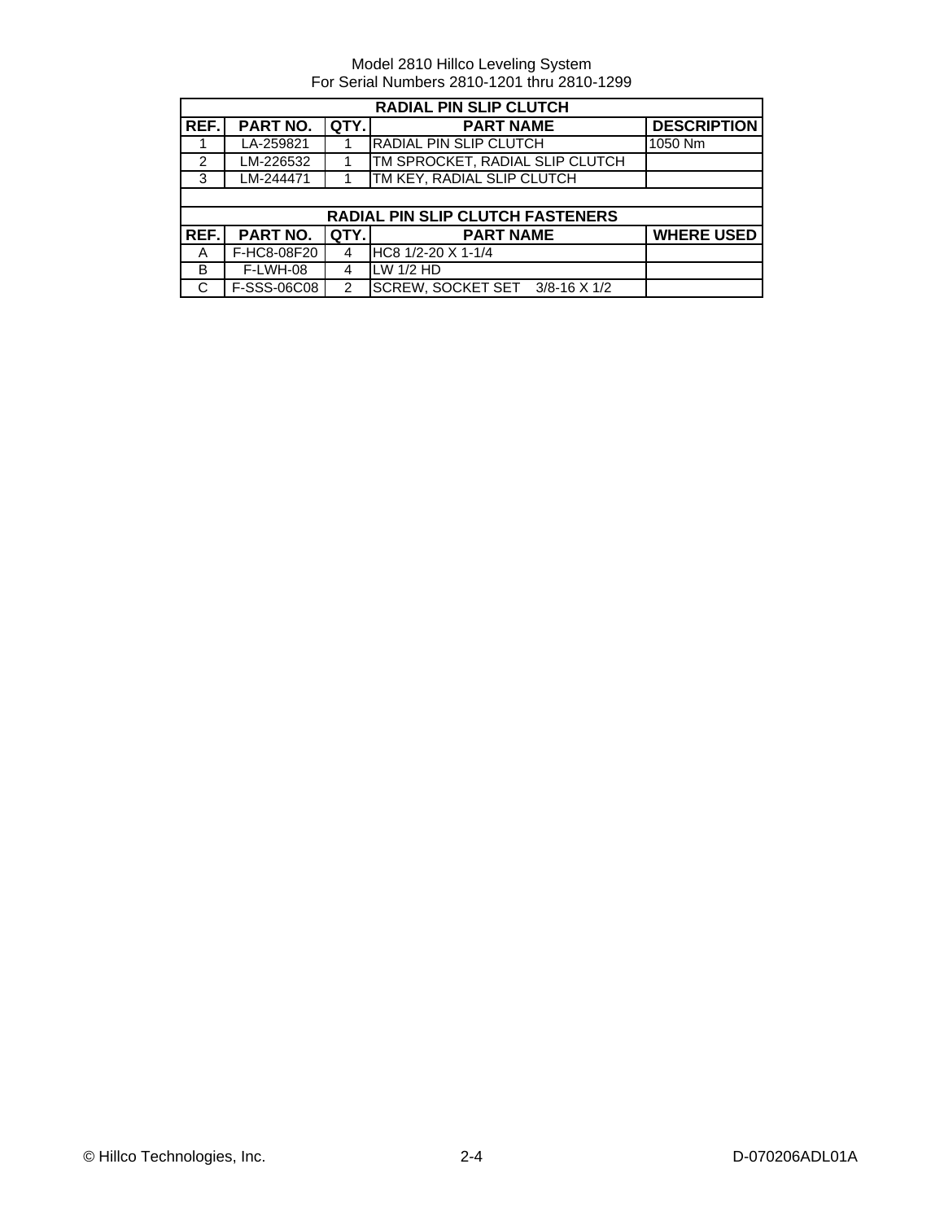Model 2810 Hillco Leveling System
For Serial Numbers 2810-1201 thru 2810-1299

| RADIAL PIN SLIP CLUTCH | | | | |
|---|---|---|---|---|
| **REF.** | **PART NO.** | **QTY.** | **PART NAME** | **DESCRIPTION** |
| 1 | LA-259821 | 1 | RADIAL PIN SLIP CLUTCH | 1050 Nm |
| 2 | LM-226532 | 1 | TM SPROCKET, RADIAL SLIP CLUTCH | |
| 3 | LM-244471 | 1 | TM KEY, RADIAL SLIP CLUTCH | |

| RADIAL PIN SLIP CLUTCH FASTENERS | | | | |
|---|---|---|---|---|
| **REF.** | **PART NO.** | **QTY.** | **PART NAME** | **WHERE USED** |
| A | F-HC8-08F20 | 4 | HC8 1/2-20 X 1-1/4 | |
| B | F-LWH-08 | 4 | LW 1/2 HD | |
| C | F-SSS-06C08 | 2 | SCREW, SOCKET SET 3/8-16 X 1/2 | |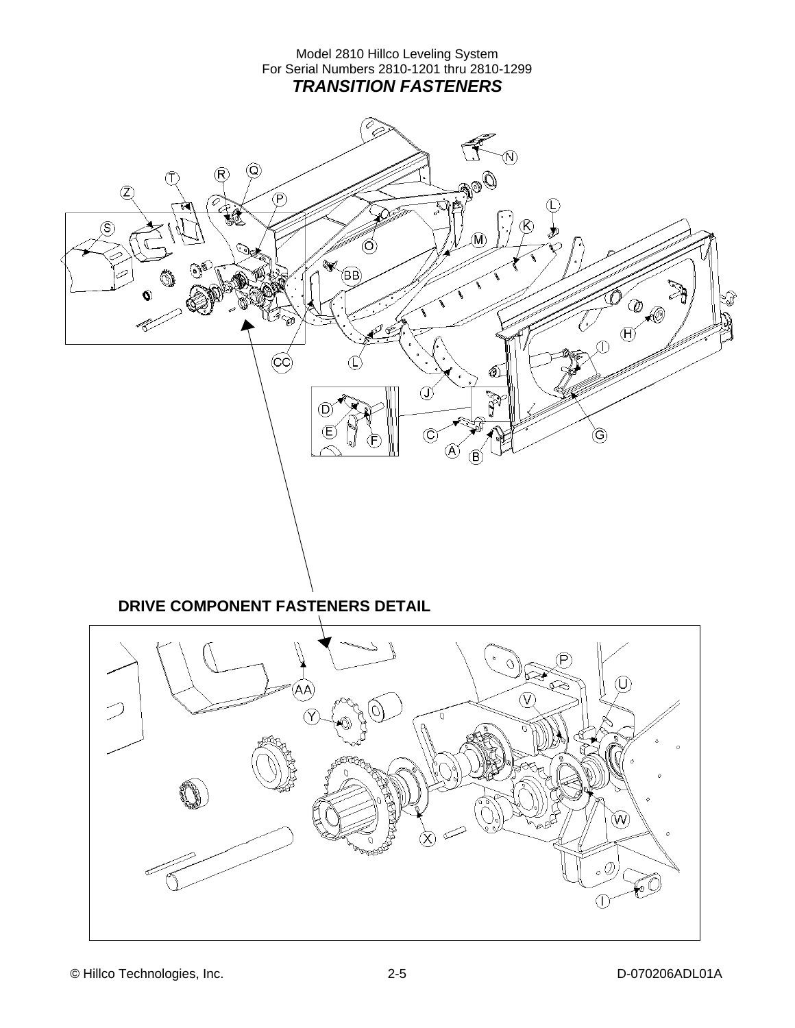Model 2810 Hillco Leveling System
For Serial Numbers 2810-1201 thru 2810-1299

## *TRANSITION FASTENERS*

### DRIVE COMPONENT FASTENERS DETAIL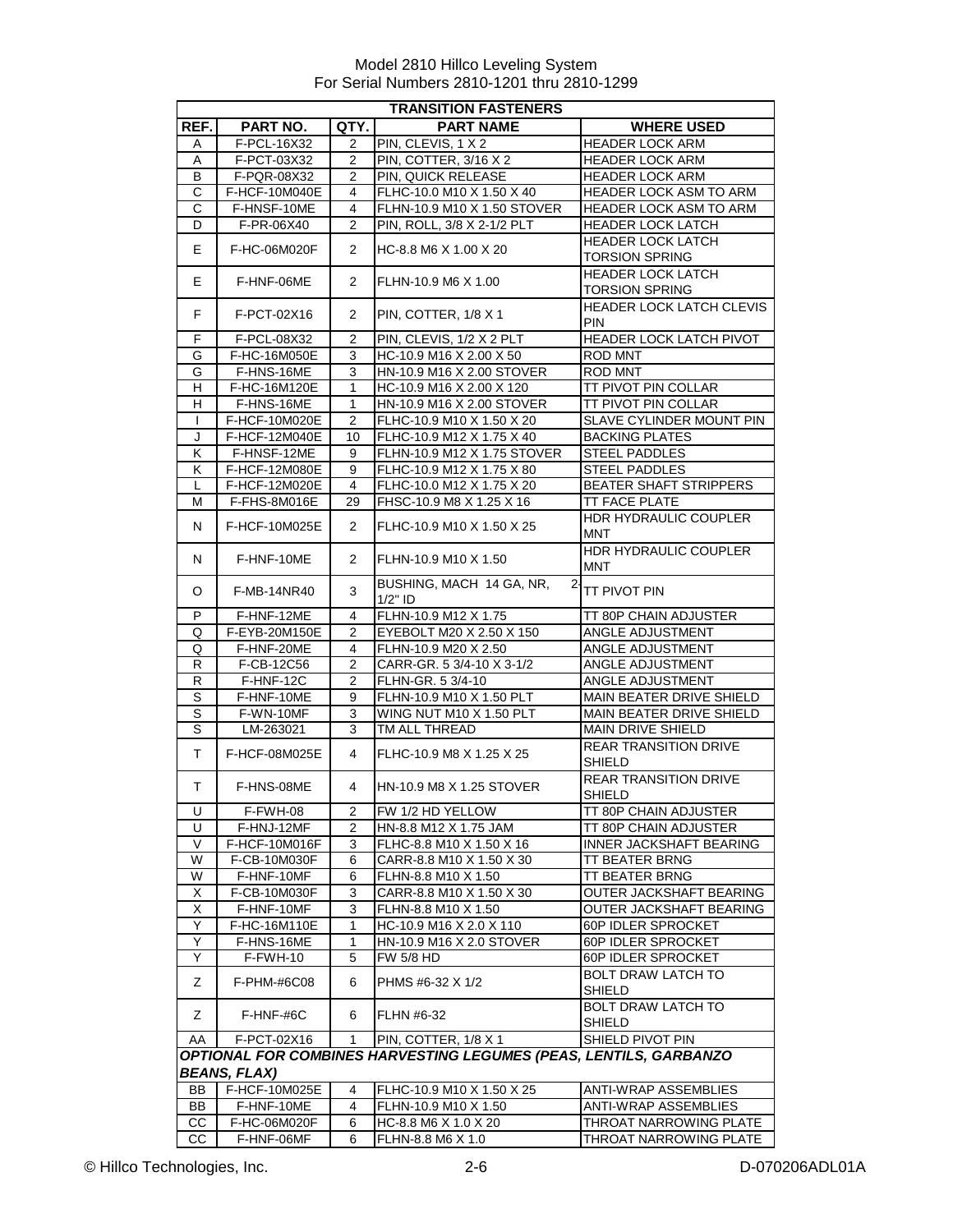Model 2810 Hillco Leveling System
For Serial Numbers 2810-1201 thru 2810-1299

| TRANSITION FASTENERS | | | | |
|---|---|---|---|---|
| **REF.** | **PART NO.** | **QTY.** | **PART NAME** | **WHERE USED** |
| A | F-PCL-16X32 | 2 | PIN, CLEVIS, 1 X 2 | HEADER LOCK ARM |
| A | F-PCT-03X32 | 2 | PIN, COTTER, 3/16 X 2 | HEADER LOCK ARM |
| B | F-PQR-08X32 | 2 | PIN, QUICK RELEASE | HEADER LOCK ARM |
| C | F-HCF-10M040E | 4 | FLHC-10.0 M10 X 1.50 X 40 | HEADER LOCK ASM TO ARM |
| C | F-HNSF-10ME | 4 | FLHN-10.9 M10 X 1.50 STOVER | HEADER LOCK ASM TO ARM |
| D | F-PR-06X40 | 2 | PIN, ROLL, 3/8 X 2-1/2 PLT | HEADER LOCK LATCH |
| E | F-HC-06M020F | 2 | HC-8.8 M6 X 1.00 X 20 | HEADER LOCK LATCH TORSION SPRING |
| E | F-HNF-06ME | 2 | FLHN-10.9 M6 X 1.00 | HEADER LOCK LATCH TORSION SPRING |
| F | F-PCT-02X16 | 2 | PIN, COTTER, 1/8 X 1 | HEADER LOCK LATCH CLEVIS PIN |
| F | F-PCL-08X32 | 2 | PIN, CLEVIS, 1/2 X 2 PLT | HEADER LOCK LATCH PIVOT |
| G | F-HC-16M050E | 3 | HC-10.9 M16 X 2.00 X 50 | ROD MNT |
| G | F-HNS-16ME | 3 | HN-10.9 M16 X 2.00 STOVER | ROD MNT |
| H | F-HC-16M120E | 1 | HC-10.9 M16 X 2.00 X 120 | TT PIVOT PIN COLLAR |
| H | F-HNS-16ME | 1 | HN-10.9 M16 X 2.00 STOVER | TT PIVOT PIN COLLAR |
| I | F-HCF-10M020E | 2 | FLHC-10.9 M10 X 1.50 X 20 | SLAVE CYLINDER MOUNT PIN |
| J | F-HCF-12M040E | 10 | FLHC-10.9 M12 X 1.75 X 40 | BACKING PLATES |
| K | F-HNSF-12ME | 9 | FLHN-10.9 M12 X 1.75 STOVER | STEEL PADDLES |
| K | F-HCF-12M080E | 9 | FLHC-10.9 M12 X 1.75 X 80 | STEEL PADDLES |
| L | F-HCF-12M020E | 4 | FLHC-10.0 M12 X 1.75 X 20 | BEATER SHAFT STRIPPERS |
| M | F-FHS-8M016E | 29 | FHSC-10.9 M8 X 1.25 X 16 | TT FACE PLATE |
| N | F-HCF-10M025E | 2 | FLHC-10.9 M10 X 1.50 X 25 | HDR HYDRAULIC COUPLER MNT |
| N | F-HNF-10ME | 2 | FLHN-10.9 M10 X 1.50 | HDR HYDRAULIC COUPLER MNT |
| O | F-MB-14NR40 | 3 | BUSHING, MACH 14 GA, NR, 2-1/2" ID | TT PIVOT PIN |
| P | F-HNF-12ME | 4 | FLHN-10.9 M12 X 1.75 | TT 80P CHAIN ADJUSTER |
| Q | F-EYB-20M150E | 2 | EYEBOLT M20 X 2.50 X 150 | ANGLE ADJUSTMENT |
| Q | F-HNF-20ME | 4 | FLHN-10.9 M20 X 2.50 | ANGLE ADJUSTMENT |
| R | F-CB-12C56 | 2 | CARR-GR. 5 3/4-10 X 3-1/2 | ANGLE ADJUSTMENT |
| R | F-HNF-12C | 2 | FLHN-GR. 5 3/4-10 | ANGLE ADJUSTMENT |
| S | F-HNF-10ME | 9 | FLHN-10.9 M10 X 1.50 PLT | MAIN BEATER DRIVE SHIELD |
| S | F-WN-10MF | 3 | WING NUT M10 X 1.50 PLT | MAIN BEATER DRIVE SHIELD |
| S | LM-263021 | 3 | TM ALL THREAD | MAIN DRIVE SHIELD |
| T | F-HCF-08M025E | 4 | FLHC-10.9 M8 X 1.25 X 25 | REAR TRANSITION DRIVE SHIELD |
| T | F-HNS-08ME | 4 | HN-10.9 M8 X 1.25 STOVER | REAR TRANSITION DRIVE SHIELD |
| U | F-FWH-08 | 2 | FW 1/2 HD YELLOW | TT 80P CHAIN ADJUSTER |
| U | F-HNJ-12MF | 2 | HN-8.8 M12 X 1.75 JAM | TT 80P CHAIN ADJUSTER |
| V | F-HCF-10M016F | 3 | FLHC-8.8 M10 X 1.50 X 16 | INNER JACKSHAFT BEARING |
| W | F-CB-10M030F | 6 | CARR-8.8 M10 X 1.50 X 30 | TT BEATER BRNG |
| W | F-HNF-10MF | 6 | FLHN-8.8 M10 X 1.50 | TT BEATER BRNG |
| X | F-CB-10M030F | 3 | CARR-8.8 M10 X 1.50 X 30 | OUTER JACKSHAFT BEARING |
| X | F-HNF-10MF | 3 | FLHN-8.8 M10 X 1.50 | OUTER JACKSHAFT BEARING |
| Y | F-HC-16M110E | 1 | HC-10.9 M16 X 2.0 X 110 | 60P IDLER SPROCKET |
| Y | F-HNS-16ME | 1 | HN-10.9 M16 X 2.0 STOVER | 60P IDLER SPROCKET |
| Y | F-FWH-10 | 5 | FW 5/8 HD | 60P IDLER SPROCKET |
| Z | F-PHM-#6C08 | 6 | PHMS #6-32 X 1/2 | BOLT DRAW LATCH TO SHIELD |
| Z | F-HNF-#6C | 6 | FLHN #6-32 | BOLT DRAW LATCH TO SHIELD |
| AA | F-PCT-02X16 | 1 | PIN, COTTER, 1/8 X 1 | SHIELD PIVOT PIN |
| ***OPTIONAL FOR COMBINES HARVESTING LEGUMES (PEAS, LENTILS, GARBANZO BEANS, FLAX)*** | | | | |
| BB | F-HCF-10M025E | 4 | FLHC-10.9 M10 X 1.50 X 25 | ANTI-WRAP ASSEMBLIES |
| BB | F-HNF-10ME | 4 | FLHN-10.9 M10 X 1.50 | ANTI-WRAP ASSEMBLIES |
| CC | F-HC-06M020F | 6 | HC-8.8 M6 X 1.0 X 20 | THROAT NARROWING PLATE |
| CC | F-HNF-06MF | 6 | FLHN-8.8 M6 X 1.0 | THROAT NARROWING PLATE |

© Hillco Technologies, Inc. 2-6 D-070206ADL01A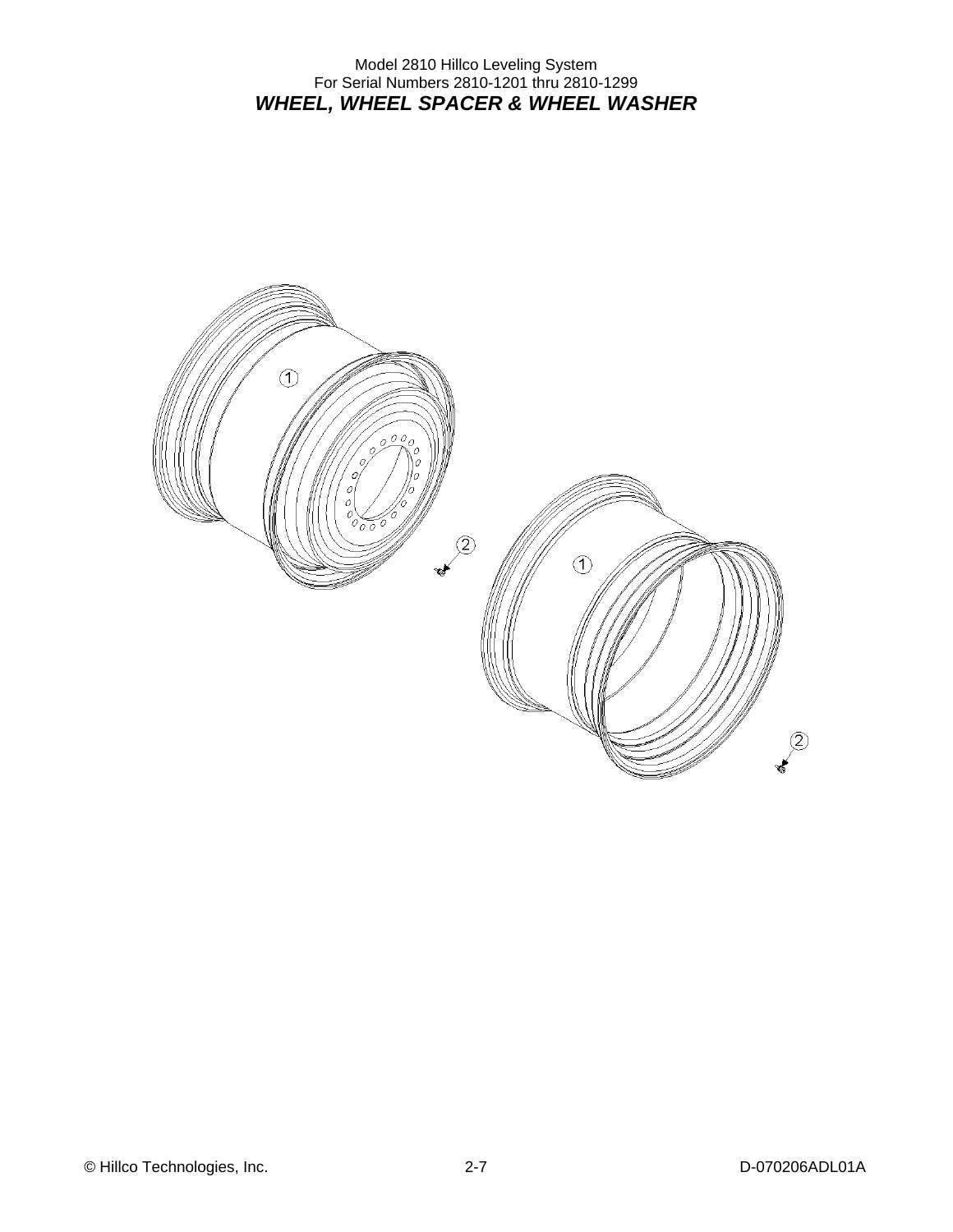Model 2810 Hillco Leveling System
For Serial Numbers 2810-1201 thru 2810-1299

## *WHEEL, WHEEL SPACER & WHEEL WASHER*

1

2

1

2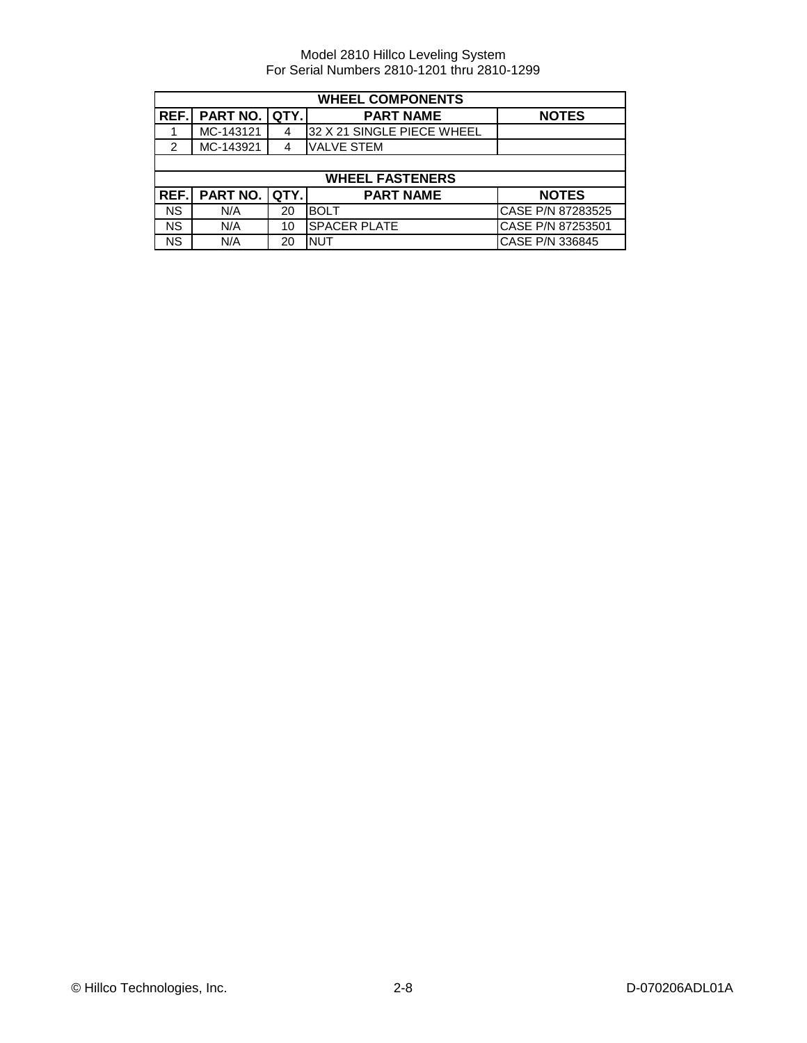| WHEEL COMPONENTS | | | | |
|---|---|---|---|---|
| REF. | PART NO. | QTY. | PART NAME | NOTES |
| 1 | MC-143121 | 4 | 32 X 21 SINGLE PIECE WHEEL | |
| 2 | MC-143921 | 4 | VALVE STEM | |

| WHEEL FASTENERS | | | | |
|---|---|---|---|---|
| REF. | PART NO. | QTY. | PART NAME | NOTES |
| NS | N/A | 20 | BOLT | CASE P/N 87283525 |
| NS | N/A | 10 | SPACER PLATE | CASE P/N 87253501 |
| NS | N/A | 20 | NUT | CASE P/N 336845 |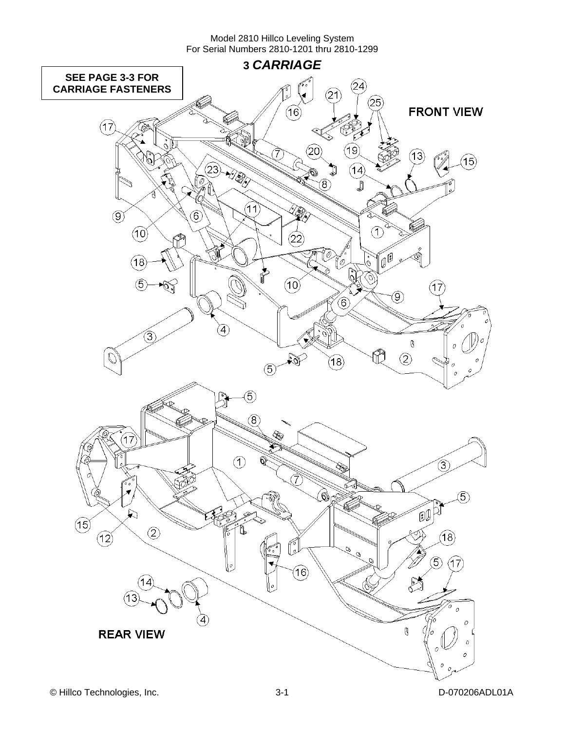# 3 *CARRIAGE*

**SEE PAGE 3-3 FOR CARRIAGE FASTENERS**

FRONT VIEW

REAR VIEW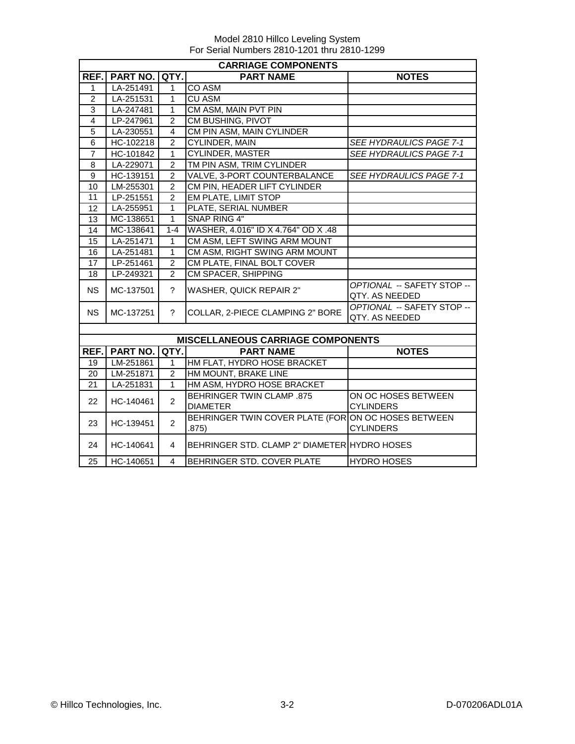Model 2810 Hillco Leveling System
For Serial Numbers 2810-1201 thru 2810-1299

| CARRIAGE COMPONENTS | | | | |
|---|---|---|---|---|
| **REF.** | **PART NO.** | **QTY.** | **PART NAME** | **NOTES** |
| 1 | LA-251491 | 1 | CO ASM | |
| 2 | LA-251531 | 1 | CU ASM | |
| 3 | LA-247481 | 1 | CM ASM, MAIN PVT PIN | |
| 4 | LP-247961 | 2 | CM BUSHING, PIVOT | |
| 5 | LA-230551 | 4 | CM PIN ASM, MAIN CYLINDER | |
| 6 | HC-102218 | 2 | CYLINDER, MAIN | *SEE HYDRAULICS PAGE 7-1* |
| 7 | HC-101842 | 1 | CYLINDER, MASTER | *SEE HYDRAULICS PAGE 7-1* |
| 8 | LA-229071 | 2 | TM PIN ASM, TRIM CYLINDER | |
| 9 | HC-139151 | 2 | VALVE, 3-PORT COUNTERBALANCE | *SEE HYDRAULICS PAGE 7-1* |
| 10 | LM-255301 | 2 | CM PIN, HEADER LIFT CYLINDER | |
| 11 | LP-251551 | 2 | EM PLATE, LIMIT STOP | |
| 12 | LA-255951 | 1 | PLATE, SERIAL NUMBER | |
| 13 | MC-138651 | 1 | SNAP RING 4" | |
| 14 | MC-138641 | 1-4 | WASHER, 4.016" ID X 4.764" OD X .48 | |
| 15 | LA-251471 | 1 | CM ASM, LEFT SWING ARM MOUNT | |
| 16 | LA-251481 | 1 | CM ASM, RIGHT SWING ARM MOUNT | |
| 17 | LP-251461 | 2 | CM PLATE, FINAL BOLT COVER | |
| 18 | LP-249321 | 2 | CM SPACER, SHIPPING | |
| NS | MC-137501 | ? | WASHER, QUICK REPAIR 2" | *OPTIONAL* -- SAFETY STOP -- QTY. AS NEEDED |
| NS | MC-137251 | ? | COLLAR, 2-PIECE CLAMPING 2" BORE | *OPTIONAL* -- SAFETY STOP -- QTY. AS NEEDED |

| MISCELLANEOUS CARRIAGE COMPONENTS | | | | |
|---|---|---|---|---|
| **REF.** | **PART NO.** | **QTY.** | **PART NAME** | **NOTES** |
| 19 | LM-251861 | 1 | HM FLAT, HYDRO HOSE BRACKET | |
| 20 | LM-251871 | 2 | HM MOUNT, BRAKE LINE | |
| 21 | LA-251831 | 1 | HM ASM, HYDRO HOSE BRACKET | |
| 22 | HC-140461 | 2 | BEHRINGER TWIN CLAMP .875 DIAMETER | ON OC HOSES BETWEEN CYLINDERS |
| 23 | HC-139451 | 2 | BEHRINGER TWIN COVER PLATE (FOR .875) | ON OC HOSES BETWEEN CYLINDERS |
| 24 | HC-140641 | 4 | BEHRINGER STD. CLAMP 2" DIAMETER | HYDRO HOSES |
| 25 | HC-140651 | 4 | BEHRINGER STD. COVER PLATE | HYDRO HOSES |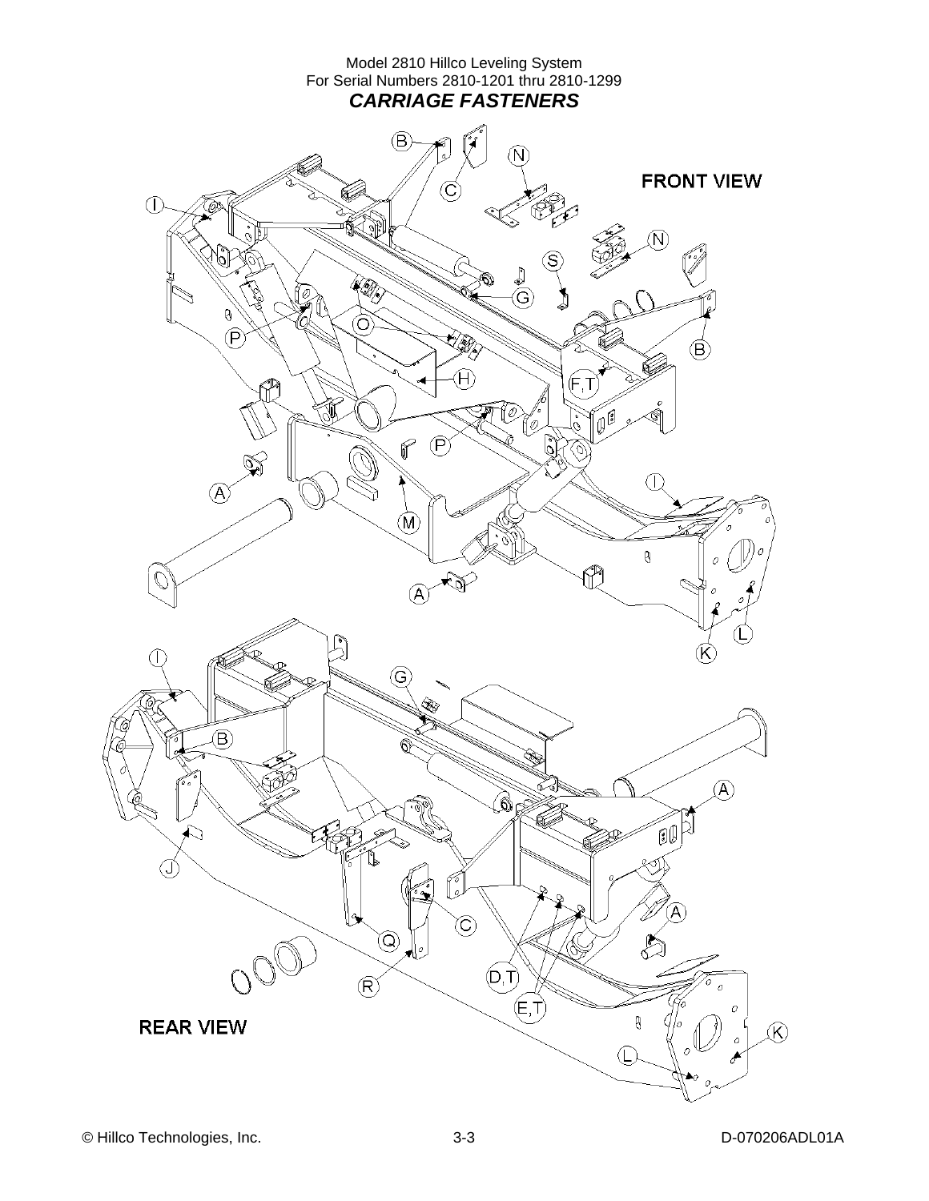Model 2810 Hillco Leveling System
For Serial Numbers 2810-1201 thru 2810-1299

## *CARRIAGE FASTENERS*

FRONT VIEW

B, C, N, S, G, I, P, O, H, F,T, A, M, K, L

REAR VIEW

I, G, B, J, Q, C, R, D,T, E,T, A, K, L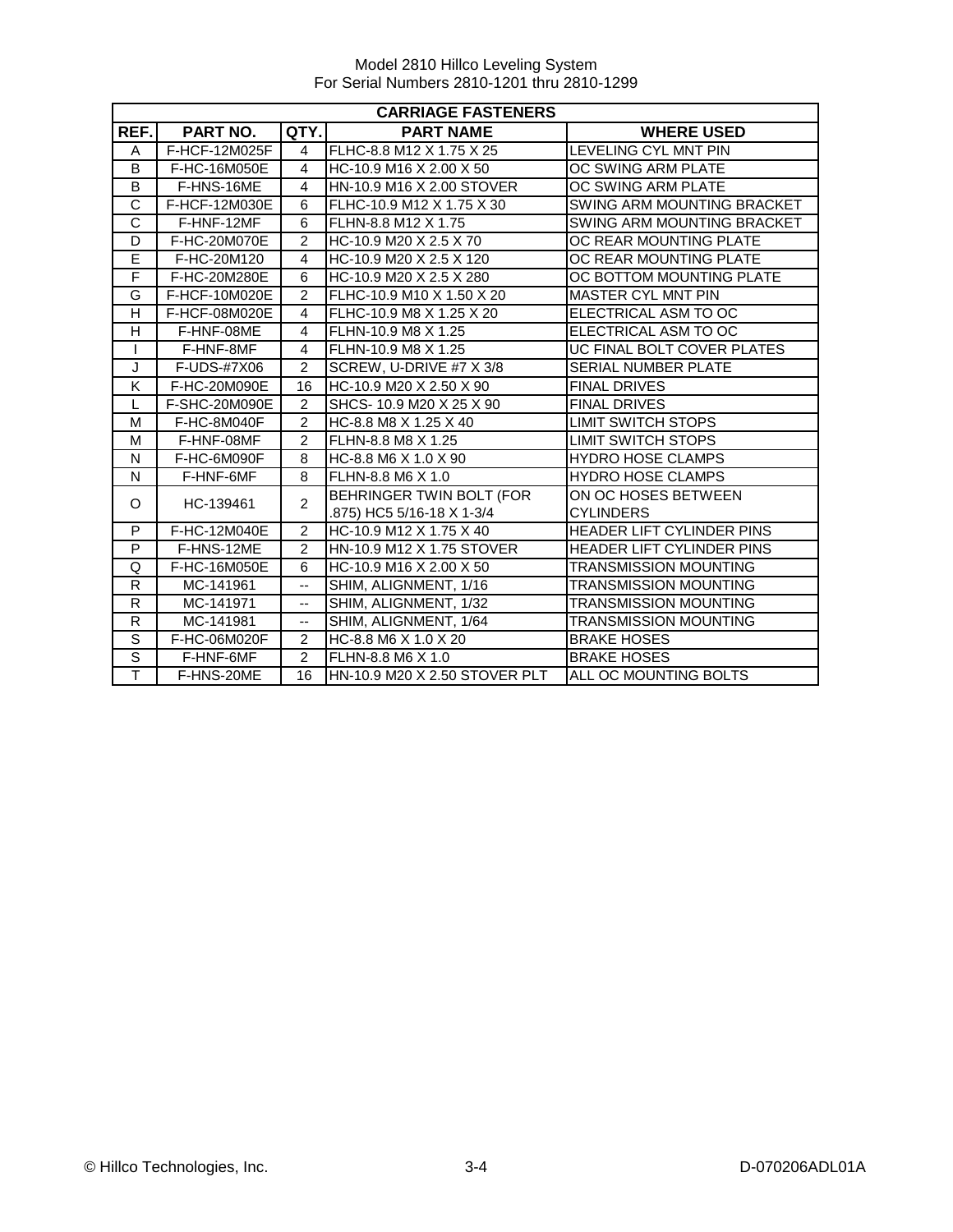| CARRIAGE FASTENERS | | | | |
|---|---|---|---|---|
| REF. | PART NO. | QTY. | PART NAME | WHERE USED |
| A | F-HCF-12M025F | 4 | FLHC-8.8 M12 X 1.75 X 25 | LEVELING CYL MNT PIN |
| B | F-HC-16M050E | 4 | HC-10.9 M16 X 2.00 X 50 | OC SWING ARM PLATE |
| B | F-HNS-16ME | 4 | HN-10.9 M16 X 2.00 STOVER | OC SWING ARM PLATE |
| C | F-HCF-12M030E | 6 | FLHC-10.9 M12 X 1.75 X 30 | SWING ARM MOUNTING BRACKET |
| C | F-HNF-12MF | 6 | FLHN-8.8 M12 X 1.75 | SWING ARM MOUNTING BRACKET |
| D | F-HC-20M070E | 2 | HC-10.9 M20 X 2.5 X 70 | OC REAR MOUNTING PLATE |
| E | F-HC-20M120 | 4 | HC-10.9 M20 X 2.5 X 120 | OC REAR MOUNTING PLATE |
| F | F-HC-20M280E | 6 | HC-10.9 M20 X 2.5 X 280 | OC BOTTOM MOUNTING PLATE |
| G | F-HCF-10M020E | 2 | FLHC-10.9 M10 X 1.50 X 20 | MASTER CYL MNT PIN |
| H | F-HCF-08M020E | 4 | FLHC-10.9 M8 X 1.25 X 20 | ELECTRICAL ASM TO OC |
| H | F-HNF-08ME | 4 | FLHN-10.9 M8 X 1.25 | ELECTRICAL ASM TO OC |
| I | F-HNF-8MF | 4 | FLHN-10.9 M8 X 1.25 | UC FINAL BOLT COVER PLATES |
| J | F-UDS-#7X06 | 2 | SCREW, U-DRIVE #7 X 3/8 | SERIAL NUMBER PLATE |
| K | F-HC-20M090E | 16 | HC-10.9 M20 X 2.50 X 90 | FINAL DRIVES |
| L | F-SHC-20M090E | 2 | SHCS- 10.9 M20 X 25 X 90 | FINAL DRIVES |
| M | F-HC-8M040F | 2 | HC-8.8 M8 X 1.25 X 40 | LIMIT SWITCH STOPS |
| M | F-HNF-08MF | 2 | FLHN-8.8 M8 X 1.25 | LIMIT SWITCH STOPS |
| N | F-HC-6M090F | 8 | HC-8.8 M6 X 1.0 X 90 | HYDRO HOSE CLAMPS |
| N | F-HNF-6MF | 8 | FLHN-8.8 M6 X 1.0 | HYDRO HOSE CLAMPS |
| O | HC-139461 | 2 | BEHRINGER TWIN BOLT (FOR .875) HC5 5/16-18 X 1-3/4 | ON OC HOSES BETWEEN CYLINDERS |
| P | F-HC-12M040E | 2 | HC-10.9 M12 X 1.75 X 40 | HEADER LIFT CYLINDER PINS |
| P | F-HNS-12ME | 2 | HN-10.9 M12 X 1.75 STOVER | HEADER LIFT CYLINDER PINS |
| Q | F-HC-16M050E | 6 | HC-10.9 M16 X 2.00 X 50 | TRANSMISSION MOUNTING |
| R | MC-141961 | -- | SHIM, ALIGNMENT, 1/16 | TRANSMISSION MOUNTING |
| R | MC-141971 | -- | SHIM, ALIGNMENT, 1/32 | TRANSMISSION MOUNTING |
| R | MC-141981 | -- | SHIM, ALIGNMENT, 1/64 | TRANSMISSION MOUNTING |
| S | F-HC-06M020F | 2 | HC-8.8 M6 X 1.0 X 20 | BRAKE HOSES |
| S | F-HNF-6MF | 2 | FLHN-8.8 M6 X 1.0 | BRAKE HOSES |
| T | F-HNS-20ME | 16 | HN-10.9 M20 X 2.50 STOVER PLT | ALL OC MOUNTING BOLTS |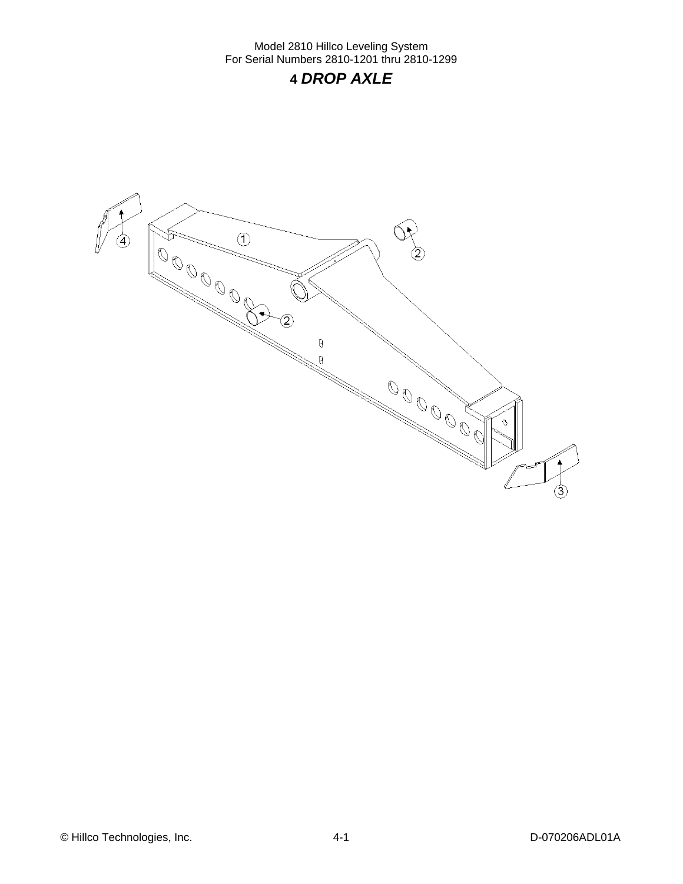# 4 *DROP AXLE*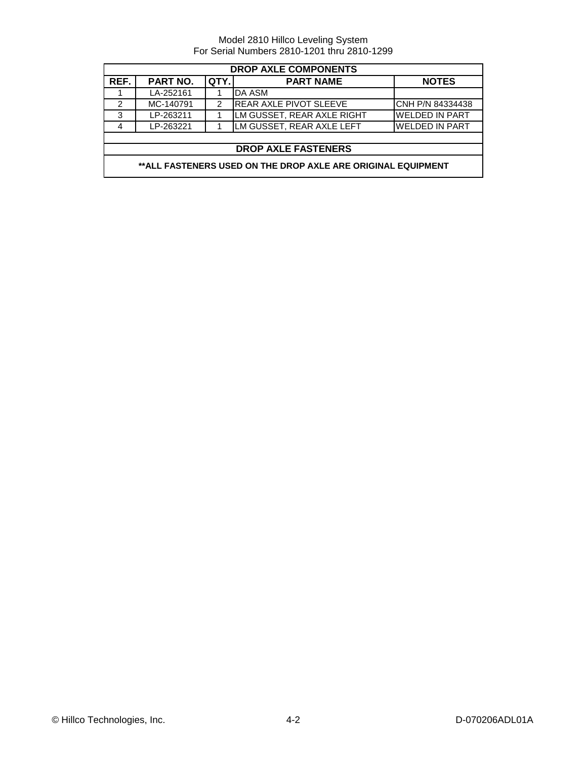| DROP AXLE COMPONENTS | | | | |
|---|---|---|---|---|
| **REF.** | **PART NO.** | **QTY.** | **PART NAME** | **NOTES** |
| 1 | LA-252161 | 1 | DA ASM | |
| 2 | MC-140791 | 2 | REAR AXLE PIVOT SLEEVE | CNH P/N 84334438 |
| 3 | LP-263211 | 1 | LM GUSSET, REAR AXLE RIGHT | WELDED IN PART |
| 4 | LP-263221 | 1 | LM GUSSET, REAR AXLE LEFT | WELDED IN PART |

| DROP AXLE FASTENERS |
|---|
| **\*\*ALL FASTENERS USED ON THE DROP AXLE ARE ORIGINAL EQUIPMENT** |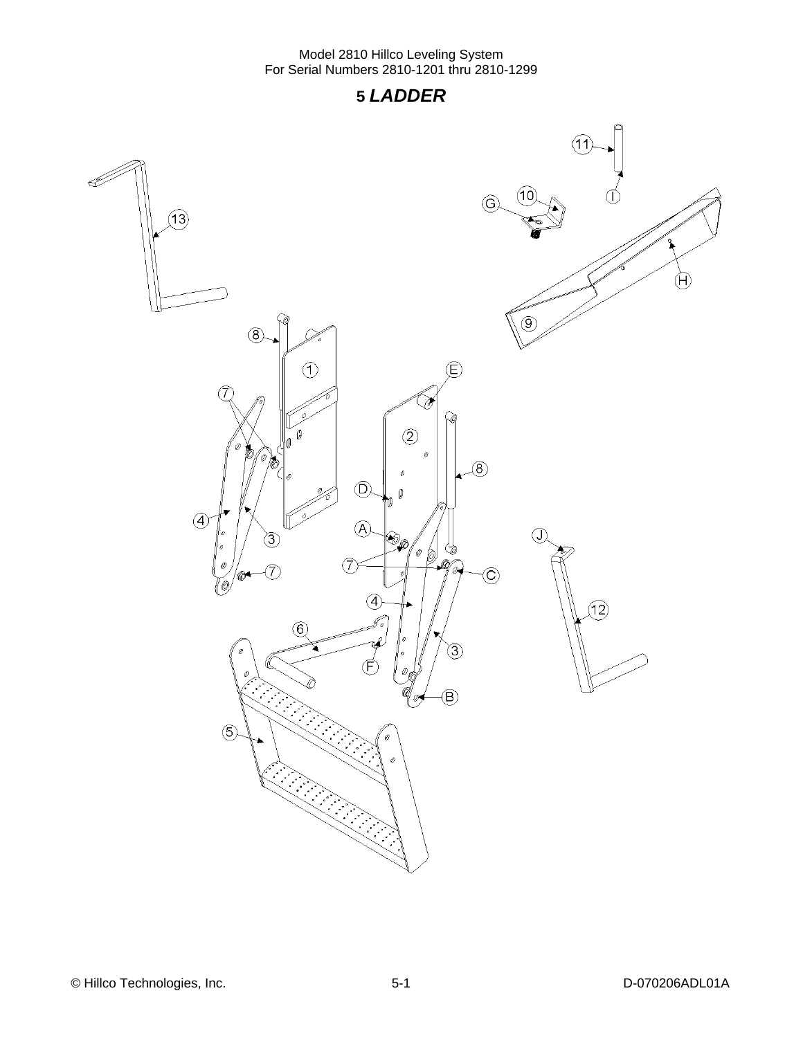# 5 LADDER

13 11 10 G I H 9 8 1 E 7 2 8 D 4 3 7 A 7 J 7 C 4 12 6 3 F B 5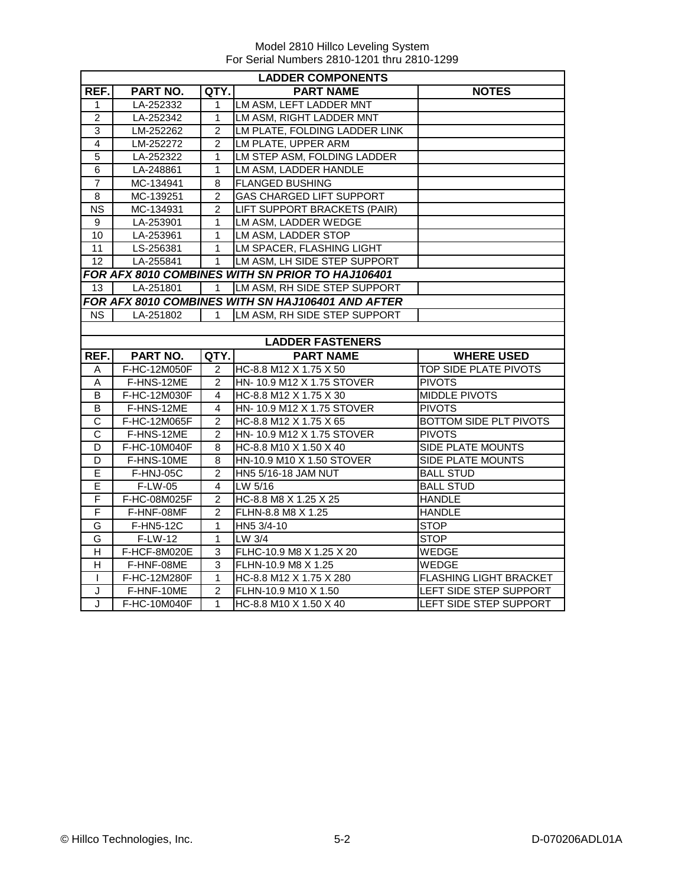Model 2810 Hillco Leveling System
For Serial Numbers 2810-1201 thru 2810-1299

| LADDER COMPONENTS | | | | |
|---|---|---|---|---|
| **REF.** | **PART NO.** | **QTY.** | **PART NAME** | **NOTES** |
| 1 | LA-252332 | 1 | LM ASM, LEFT LADDER MNT | |
| 2 | LA-252342 | 1 | LM ASM, RIGHT LADDER MNT | |
| 3 | LM-252262 | 2 | LM PLATE, FOLDING LADDER LINK | |
| 4 | LM-252272 | 2 | LM PLATE, UPPER ARM | |
| 5 | LA-252322 | 1 | LM STEP ASM, FOLDING LADDER | |
| 6 | LA-248861 | 1 | LM ASM, LADDER HANDLE | |
| 7 | MC-134941 | 8 | FLANGED BUSHING | |
| 8 | MC-139251 | 2 | GAS CHARGED LIFT SUPPORT | |
| NS | MC-134931 | 2 | LIFT SUPPORT BRACKETS (PAIR) | |
| 9 | LA-253901 | 1 | LM ASM, LADDER WEDGE | |
| 10 | LA-253961 | 1 | LM ASM, LADDER STOP | |
| 11 | LS-256381 | 1 | LM SPACER, FLASHING LIGHT | |
| 12 | LA-255841 | 1 | LM ASM, LH SIDE STEP SUPPORT | |
| ***FOR AFX 8010 COMBINES WITH SN PRIOR TO HAJ106401*** | | | | |
| 13 | LA-251801 | 1 | LM ASM, RH SIDE STEP SUPPORT | |
| ***FOR AFX 8010 COMBINES WITH SN HAJ106401 AND AFTER*** | | | | |
| NS | LA-251802 | 1 | LM ASM, RH SIDE STEP SUPPORT | |

| LADDER FASTENERS | | | | |
|---|---|---|---|---|
| **REF.** | **PART NO.** | **QTY.** | **PART NAME** | **WHERE USED** |
| A | F-HC-12M050F | 2 | HC-8.8 M12 X 1.75 X 50 | TOP SIDE PLATE PIVOTS |
| A | F-HNS-12ME | 2 | HN- 10.9 M12 X 1.75 STOVER | PIVOTS |
| B | F-HC-12M030F | 4 | HC-8.8 M12 X 1.75 X 30 | MIDDLE PIVOTS |
| B | F-HNS-12ME | 4 | HN- 10.9 M12 X 1.75 STOVER | PIVOTS |
| C | F-HC-12M065F | 2 | HC-8.8 M12 X 1.75 X 65 | BOTTOM SIDE PLT PIVOTS |
| C | F-HNS-12ME | 2 | HN- 10.9 M12 X 1.75 STOVER | PIVOTS |
| D | F-HC-10M040F | 8 | HC-8.8 M10 X 1.50 X 40 | SIDE PLATE MOUNTS |
| D | F-HNS-10ME | 8 | HN-10.9 M10 X 1.50 STOVER | SIDE PLATE MOUNTS |
| E | F-HNJ-05C | 2 | HN5 5/16-18 JAM NUT | BALL STUD |
| E | F-LW-05 | 4 | LW 5/16 | BALL STUD |
| F | F-HC-08M025F | 2 | HC-8.8 M8 X 1.25 X 25 | HANDLE |
| F | F-HNF-08MF | 2 | FLHN-8.8 M8 X 1.25 | HANDLE |
| G | F-HN5-12C | 1 | HN5 3/4-10 | STOP |
| G | F-LW-12 | 1 | LW 3/4 | STOP |
| H | F-HCF-8M020E | 3 | FLHC-10.9 M8 X 1.25 X 20 | WEDGE |
| H | F-HNF-08ME | 3 | FLHN-10.9 M8 X 1.25 | WEDGE |
| I | F-HC-12M280F | 1 | HC-8.8 M12 X 1.75 X 280 | FLASHING LIGHT BRACKET |
| J | F-HNF-10ME | 2 | FLHN-10.9 M10 X 1.50 | LEFT SIDE STEP SUPPORT |
| J | F-HC-10M040F | 1 | HC-8.8 M10 X 1.50 X 40 | LEFT SIDE STEP SUPPORT |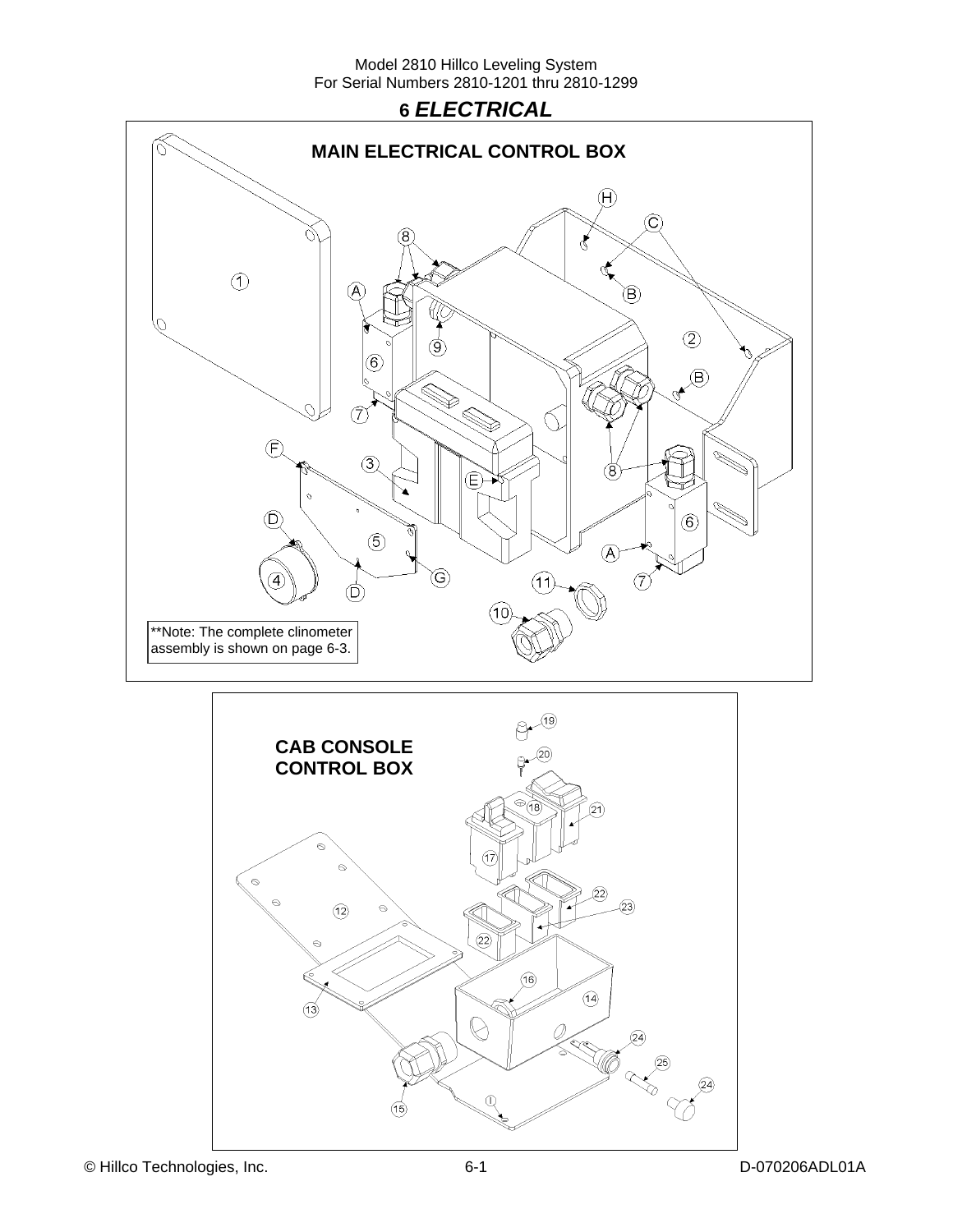# 6 *ELECTRICAL*

## MAIN ELECTRICAL CONTROL BOX

**Note: The complete clinometer assembly is shown on page 6-3.

## CAB CONSOLE CONTROL BOX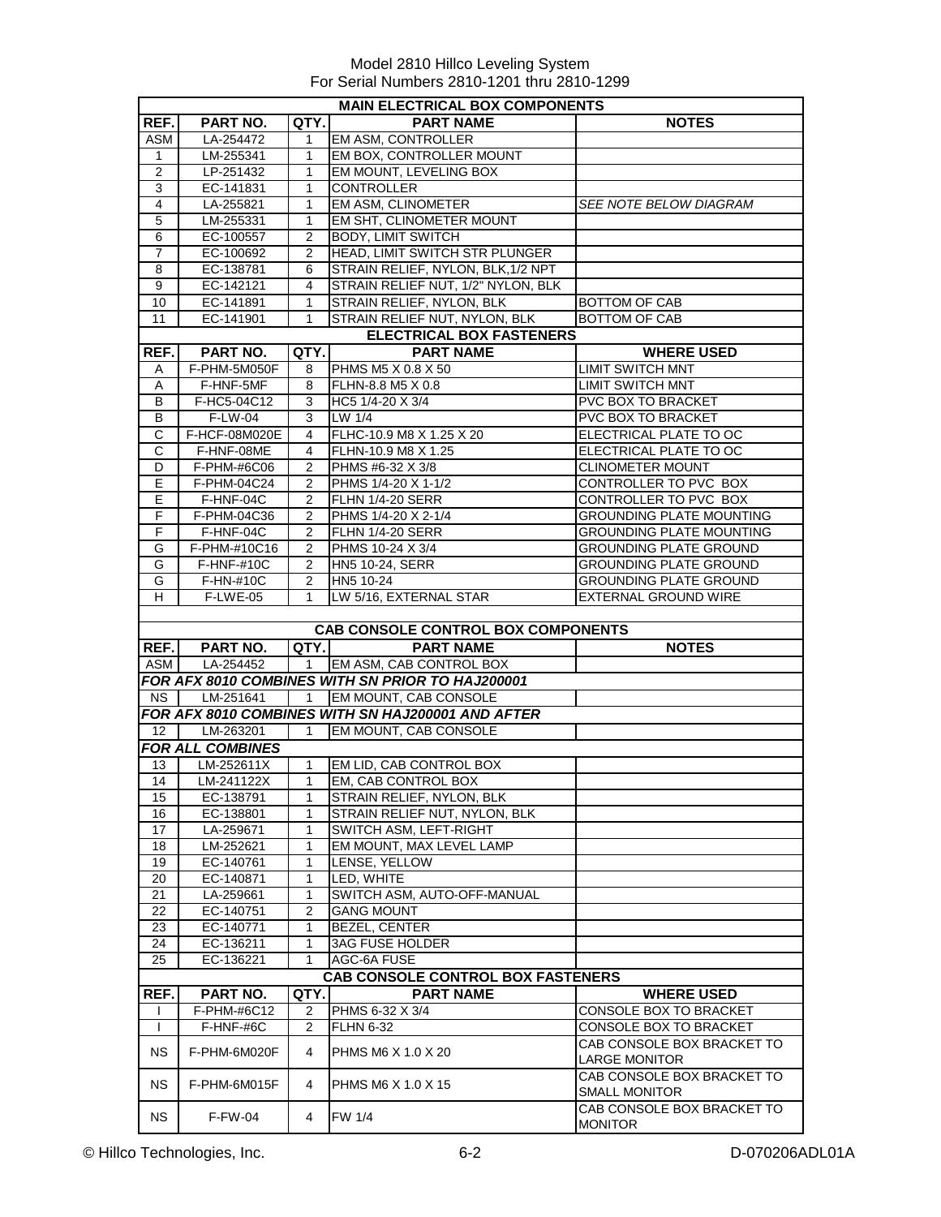Model 2810 Hillco Leveling System
For Serial Numbers 2810-1201 thru 2810-1299

| MAIN ELECTRICAL BOX COMPONENTS | | | | |
|---|---|---|---|---|
| REF. | PART NO. | QTY. | PART NAME | NOTES |
| ASM | LA-254472 | 1 | EM ASM, CONTROLLER | |
| 1 | LM-255341 | 1 | EM BOX, CONTROLLER MOUNT | |
| 2 | LP-251432 | 1 | EM MOUNT, LEVELING BOX | |
| 3 | EC-141831 | 1 | CONTROLLER | |
| 4 | LA-255821 | 1 | EM ASM, CLINOMETER | *SEE NOTE BELOW DIAGRAM* |
| 5 | LM-255331 | 1 | EM SHT, CLINOMETER MOUNT | |
| 6 | EC-100557 | 2 | BODY, LIMIT SWITCH | |
| 7 | EC-100692 | 2 | HEAD, LIMIT SWITCH STR PLUNGER | |
| 8 | EC-138781 | 6 | STRAIN RELIEF, NYLON, BLK,1/2 NPT | |
| 9 | EC-142121 | 4 | STRAIN RELIEF NUT, 1/2" NYLON, BLK | |
| 10 | EC-141891 | 1 | STRAIN RELIEF, NYLON, BLK | BOTTOM OF CAB |
| 11 | EC-141901 | 1 | STRAIN RELIEF NUT, NYLON, BLK | BOTTOM OF CAB |
| **ELECTRICAL BOX FASTENERS** | | | | |
| REF. | PART NO. | QTY. | PART NAME | WHERE USED |
| A | F-PHM-5M050F | 8 | PHMS M5 X 0.8 X 50 | LIMIT SWITCH MNT |
| A | F-HNF-5MF | 8 | FLHN-8.8 M5 X 0.8 | LIMIT SWITCH MNT |
| B | F-HC5-04C12 | 3 | HC5 1/4-20 X 3/4 | PVC BOX TO BRACKET |
| B | F-LW-04 | 3 | LW 1/4 | PVC BOX TO BRACKET |
| C | F-HCF-08M020E | 4 | FLHC-10.9 M8 X 1.25 X 20 | ELECTRICAL PLATE TO OC |
| C | F-HNF-08ME | 4 | FLHN-10.9 M8 X 1.25 | ELECTRICAL PLATE TO OC |
| D | F-PHM-#6C06 | 2 | PHMS #6-32 X 3/8 | CLINOMETER MOUNT |
| E | F-PHM-04C24 | 2 | PHMS 1/4-20 X 1-1/2 | CONTROLLER TO PVC BOX |
| E | F-HNF-04C | 2 | FLHN 1/4-20 SERR | CONTROLLER TO PVC BOX |
| F | F-PHM-04C36 | 2 | PHMS 1/4-20 X 2-1/4 | GROUNDING PLATE MOUNTING |
| F | F-HNF-04C | 2 | FLHN 1/4-20 SERR | GROUNDING PLATE MOUNTING |
| G | F-PHM-#10C16 | 2 | PHMS 10-24 X 3/4 | GROUNDING PLATE GROUND |
| G | F-HNF-#10C | 2 | HN5 10-24, SERR | GROUNDING PLATE GROUND |
| G | F-HN-#10C | 2 | HN5 10-24 | GROUNDING PLATE GROUND |
| H | F-LWE-05 | 1 | LW 5/16, EXTERNAL STAR | EXTERNAL GROUND WIRE |

| CAB CONSOLE CONTROL BOX COMPONENTS | | | | |
|---|---|---|---|---|
| REF. | PART NO. | QTY. | PART NAME | NOTES |
| ASM | LA-254452 | 1 | EM ASM, CAB CONTROL BOX | |
| ***FOR AFX 8010 COMBINES WITH SN PRIOR TO HAJ200001*** | | | | |
| NS | LM-251641 | 1 | EM MOUNT, CAB CONSOLE | |
| ***FOR AFX 8010 COMBINES WITH SN HAJ200001 AND AFTER*** | | | | |
| 12 | LM-263201 | 1 | EM MOUNT, CAB CONSOLE | |
| ***FOR ALL COMBINES*** | | | | |
| 13 | LM-252611X | 1 | EM LID, CAB CONTROL BOX | |
| 14 | LM-241122X | 1 | EM, CAB CONTROL BOX | |
| 15 | EC-138791 | 1 | STRAIN RELIEF, NYLON, BLK | |
| 16 | EC-138801 | 1 | STRAIN RELIEF NUT, NYLON, BLK | |
| 17 | LA-259671 | 1 | SWITCH ASM, LEFT-RIGHT | |
| 18 | LM-252621 | 1 | EM MOUNT, MAX LEVEL LAMP | |
| 19 | EC-140761 | 1 | LENSE, YELLOW | |
| 20 | EC-140871 | 1 | LED, WHITE | |
| 21 | LA-259661 | 1 | SWITCH ASM, AUTO-OFF-MANUAL | |
| 22 | EC-140751 | 2 | GANG MOUNT | |
| 23 | EC-140771 | 1 | BEZEL, CENTER | |
| 24 | EC-136211 | 1 | 3AG FUSE HOLDER | |
| 25 | EC-136221 | 1 | AGC-6A FUSE | |
| **CAB CONSOLE CONTROL BOX FASTENERS** | | | | |
| REF. | PART NO. | QTY. | PART NAME | WHERE USED |
| I | F-PHM-#6C12 | 2 | PHMS 6-32 X 3/4 | CONSOLE BOX TO BRACKET |
| I | F-HNF-#6C | 2 | FLHN 6-32 | CONSOLE BOX TO BRACKET |
| NS | F-PHM-6M020F | 4 | PHMS M6 X 1.0 X 20 | CAB CONSOLE BOX BRACKET TO LARGE MONITOR |
| NS | F-PHM-6M015F | 4 | PHMS M6 X 1.0 X 15 | CAB CONSOLE BOX BRACKET TO SMALL MONITOR |
| NS | F-FW-04 | 4 | FW 1/4 | CAB CONSOLE BOX BRACKET TO MONITOR |

© Hillco Technologies, Inc. 6-2 D-070206ADL01A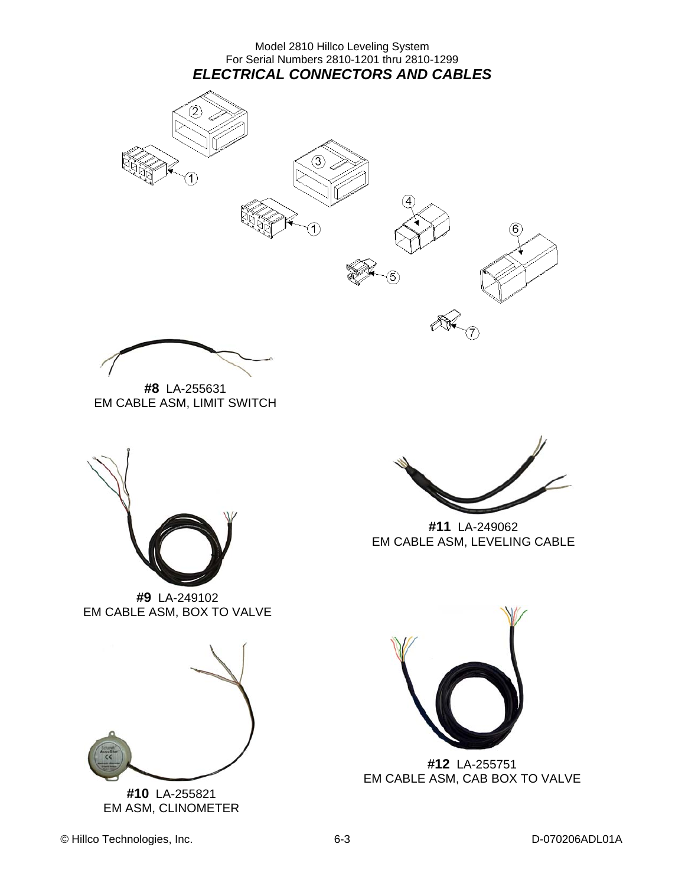Model 2810 Hillco Leveling System
For Serial Numbers 2810-1201 thru 2810-1299

## *ELECTRICAL CONNECTORS AND CABLES*

**#8** LA-255631
EM CABLE ASM, LIMIT SWITCH

**#9** LA-249102
EM CABLE ASM, BOX TO VALVE

**#11** LA-249062
EM CABLE ASM, LEVELING CABLE

**#10** LA-255821
EM ASM, CLINOMETER

**#12** LA-255751
EM CABLE ASM, CAB BOX TO VALVE

© Hillco Technologies, Inc. D-070206ADL01A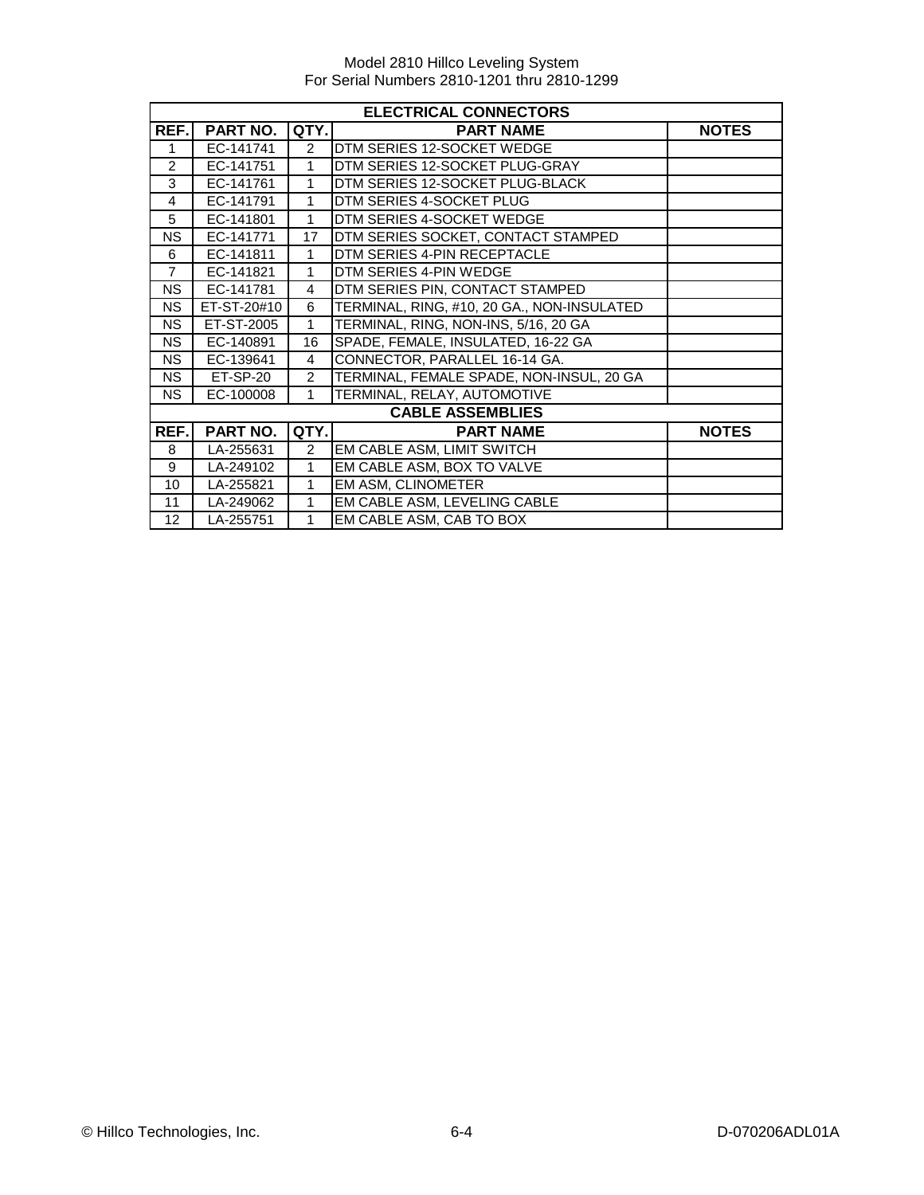Model 2810 Hillco Leveling System
For Serial Numbers 2810-1201 thru 2810-1299

| ELECTRICAL CONNECTORS | | | | |
|---|---|---|---|---|
| **REF.** | **PART NO.** | **QTY.** | **PART NAME** | **NOTES** |
| 1 | EC-141741 | 2 | DTM SERIES 12-SOCKET WEDGE | |
| 2 | EC-141751 | 1 | DTM SERIES 12-SOCKET PLUG-GRAY | |
| 3 | EC-141761 | 1 | DTM SERIES 12-SOCKET PLUG-BLACK | |
| 4 | EC-141791 | 1 | DTM SERIES 4-SOCKET PLUG | |
| 5 | EC-141801 | 1 | DTM SERIES 4-SOCKET WEDGE | |
| NS | EC-141771 | 17 | DTM SERIES SOCKET, CONTACT STAMPED | |
| 6 | EC-141811 | 1 | DTM SERIES 4-PIN RECEPTACLE | |
| 7 | EC-141821 | 1 | DTM SERIES 4-PIN WEDGE | |
| NS | EC-141781 | 4 | DTM SERIES PIN, CONTACT STAMPED | |
| NS | ET-ST-20#10 | 6 | TERMINAL, RING, #10, 20 GA., NON-INSULATED | |
| NS | ET-ST-2005 | 1 | TERMINAL, RING, NON-INS, 5/16, 20 GA | |
| NS | EC-140891 | 16 | SPADE, FEMALE, INSULATED, 16-22 GA | |
| NS | EC-139641 | 4 | CONNECTOR, PARALLEL 16-14 GA. | |
| NS | ET-SP-20 | 2 | TERMINAL, FEMALE SPADE, NON-INSUL, 20 GA | |
| NS | EC-100008 | 1 | TERMINAL, RELAY, AUTOMOTIVE | |

| CABLE ASSEMBLIES | | | | |
|---|---|---|---|---|
| **REF.** | **PART NO.** | **QTY.** | **PART NAME** | **NOTES** |
| 8 | LA-255631 | 2 | EM CABLE ASM, LIMIT SWITCH | |
| 9 | LA-249102 | 1 | EM CABLE ASM, BOX TO VALVE | |
| 10 | LA-255821 | 1 | EM ASM, CLINOMETER | |
| 11 | LA-249062 | 1 | EM CABLE ASM, LEVELING CABLE | |
| 12 | LA-255751 | 1 | EM CABLE ASM, CAB TO BOX | |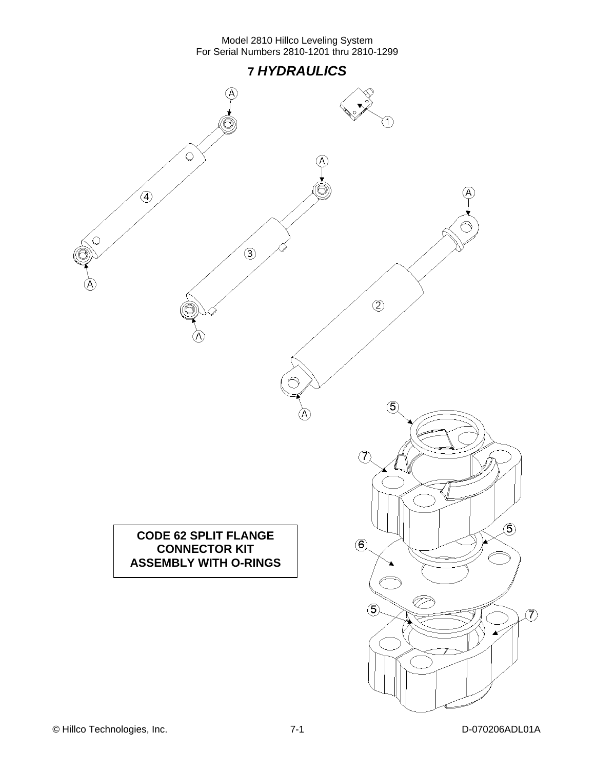# 7 HYDRAULICS

**CODE 62 SPLIT FLANGE CONNECTOR KIT ASSEMBLY WITH O-RINGS**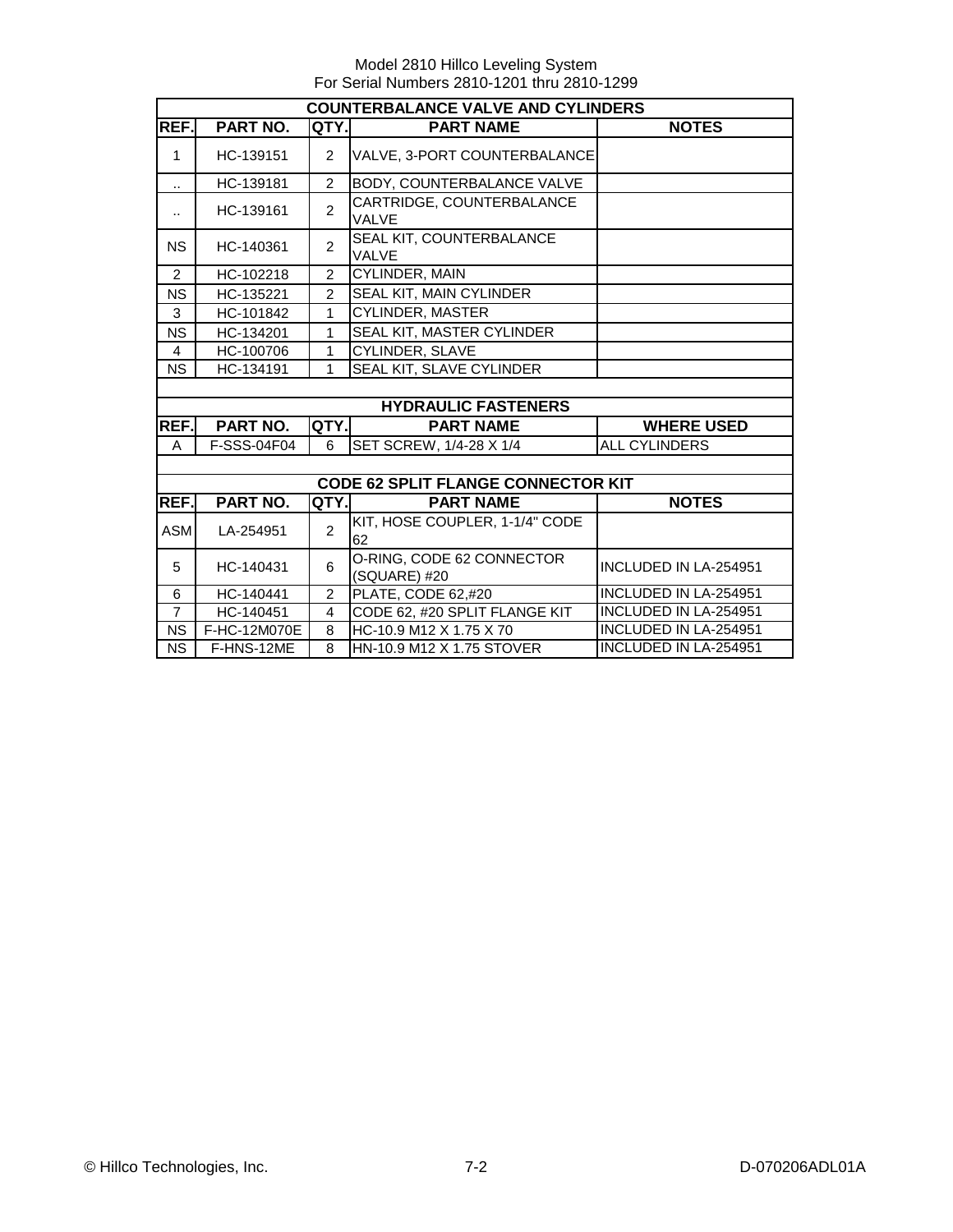Model 2810 Hillco Leveling System
For Serial Numbers 2810-1201 thru 2810-1299

| COUNTERBALANCE VALVE AND CYLINDERS | | | | |
|---|---|---|---|---|
| REF. | PART NO. | QTY. | PART NAME | NOTES |
| 1 | HC-139151 | 2 | VALVE, 3-PORT COUNTERBALANCE | |
| .. | HC-139181 | 2 | BODY, COUNTERBALANCE VALVE | |
| .. | HC-139161 | 2 | CARTRIDGE, COUNTERBALANCE VALVE | |
| NS | HC-140361 | 2 | SEAL KIT, COUNTERBALANCE VALVE | |
| 2 | HC-102218 | 2 | CYLINDER, MAIN | |
| NS | HC-135221 | 2 | SEAL KIT, MAIN CYLINDER | |
| 3 | HC-101842 | 1 | CYLINDER, MASTER | |
| NS | HC-134201 | 1 | SEAL KIT, MASTER CYLINDER | |
| 4 | HC-100706 | 1 | CYLINDER, SLAVE | |
| NS | HC-134191 | 1 | SEAL KIT, SLAVE CYLINDER | |

| HYDRAULIC FASTENERS | | | | |
|---|---|---|---|---|
| REF. | PART NO. | QTY. | PART NAME | WHERE USED |
| A | F-SSS-04F04 | 6 | SET SCREW, 1/4-28 X 1/4 | ALL CYLINDERS |

| CODE 62 SPLIT FLANGE CONNECTOR KIT | | | | |
|---|---|---|---|---|
| REF. | PART NO. | QTY. | PART NAME | NOTES |
| ASM | LA-254951 | 2 | KIT, HOSE COUPLER, 1-1/4" CODE 62 | |
| 5 | HC-140431 | 6 | O-RING, CODE 62 CONNECTOR (SQUARE) #20 | INCLUDED IN LA-254951 |
| 6 | HC-140441 | 2 | PLATE, CODE 62,#20 | INCLUDED IN LA-254951 |
| 7 | HC-140451 | 4 | CODE 62, #20 SPLIT FLANGE KIT | INCLUDED IN LA-254951 |
| NS | F-HC-12M070E | 8 | HC-10.9 M12 X 1.75 X 70 | INCLUDED IN LA-254951 |
| NS | F-HNS-12ME | 8 | HN-10.9 M12 X 1.75 STOVER | INCLUDED IN LA-254951 |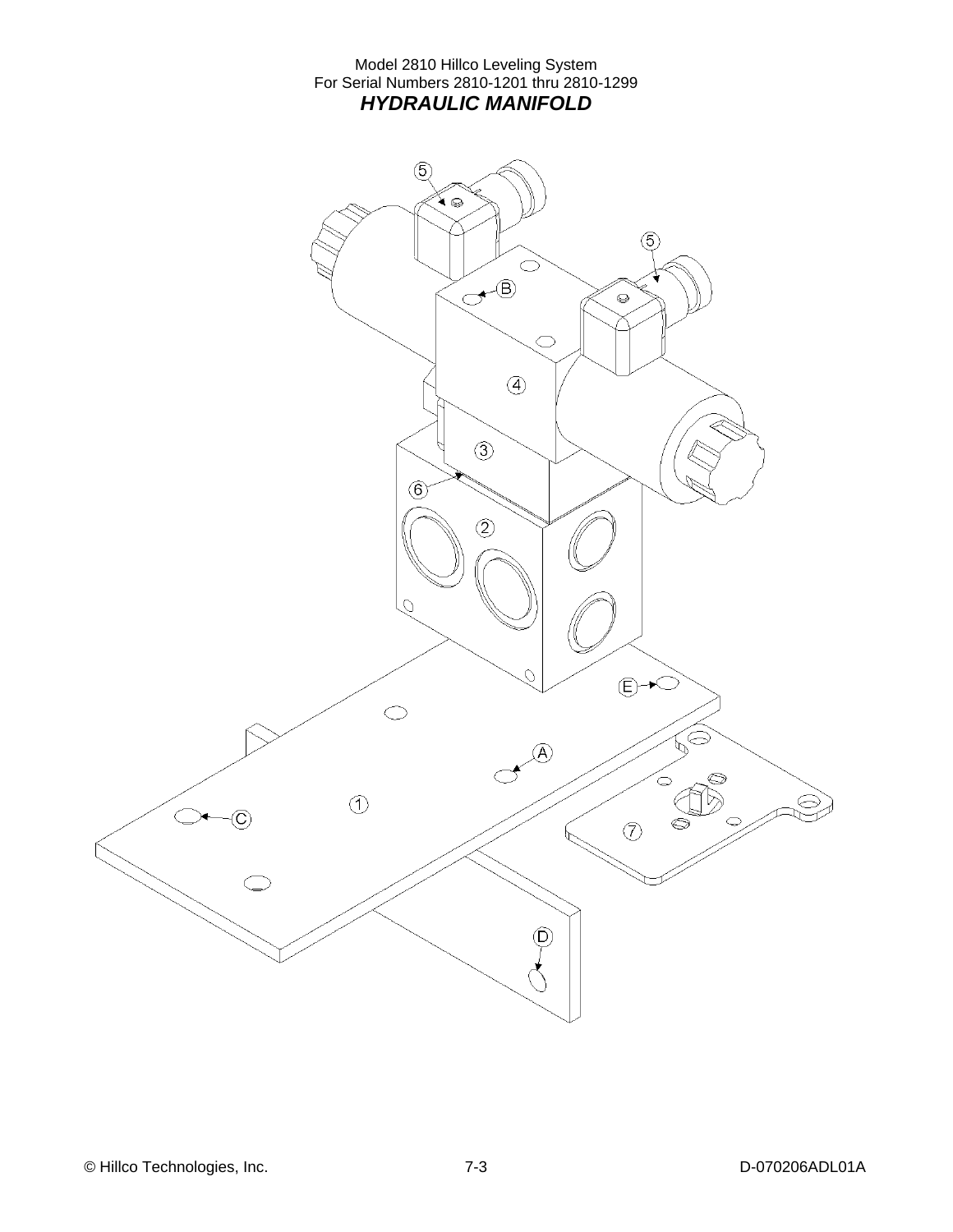Model 2810 Hillco Leveling System
For Serial Numbers 2810-1201 thru 2810-1299

# *HYDRAULIC MANIFOLD*

5

5

B

4

3

6

2

E

A

1

C

7

D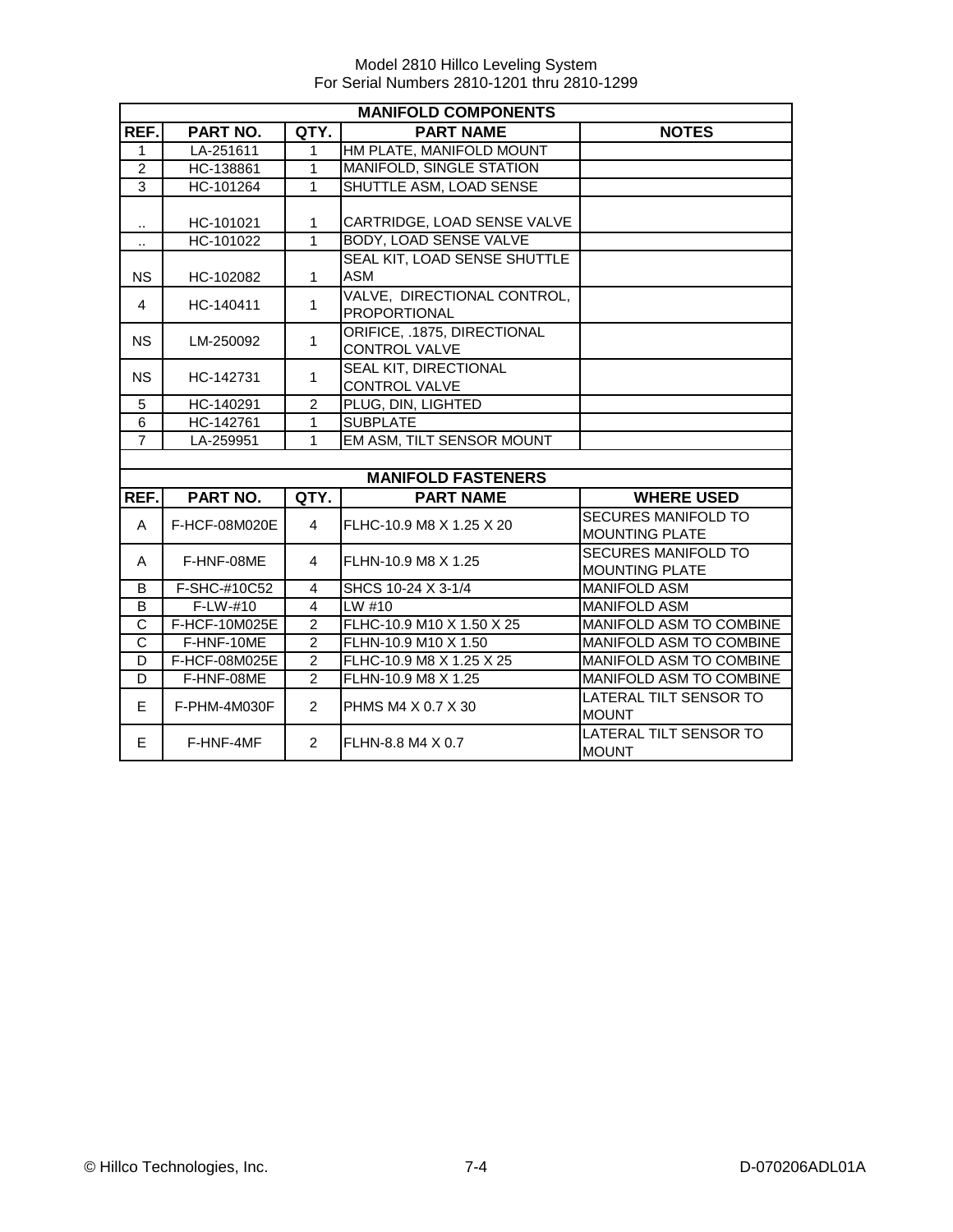Model 2810 Hillco Leveling System
For Serial Numbers 2810-1201 thru 2810-1299

| MANIFOLD COMPONENTS | | | | |
|---|---|---|---|---|
| **REF.** | **PART NO.** | **QTY.** | **PART NAME** | **NOTES** |
| 1 | LA-251611 | 1 | HM PLATE, MANIFOLD MOUNT | |
| 2 | HC-138861 | 1 | MANIFOLD, SINGLE STATION | |
| 3 | HC-101264 | 1 | SHUTTLE ASM, LOAD SENSE | |
| .. | HC-101021 | 1 | CARTRIDGE, LOAD SENSE VALVE | |
| .. | HC-101022 | 1 | BODY, LOAD SENSE VALVE | |
| NS | HC-102082 | 1 | SEAL KIT, LOAD SENSE SHUTTLE ASM | |
| 4 | HC-140411 | 1 | VALVE, DIRECTIONAL CONTROL, PROPORTIONAL | |
| NS | LM-250092 | 1 | ORIFICE, .1875, DIRECTIONAL CONTROL VALVE | |
| NS | HC-142731 | 1 | SEAL KIT, DIRECTIONAL CONTROL VALVE | |
| 5 | HC-140291 | 2 | PLUG, DIN, LIGHTED | |
| 6 | HC-142761 | 1 | SUBPLATE | |
| 7 | LA-259951 | 1 | EM ASM, TILT SENSOR MOUNT | |

| MANIFOLD FASTENERS | | | | |
|---|---|---|---|---|
| **REF.** | **PART NO.** | **QTY.** | **PART NAME** | **WHERE USED** |
| A | F-HCF-08M020E | 4 | FLHC-10.9 M8 X 1.25 X 20 | SECURES MANIFOLD TO MOUNTING PLATE |
| A | F-HNF-08ME | 4 | FLHN-10.9 M8 X 1.25 | SECURES MANIFOLD TO MOUNTING PLATE |
| B | F-SHC-#10C52 | 4 | SHCS 10-24 X 3-1/4 | MANIFOLD ASM |
| B | F-LW-#10 | 4 | LW #10 | MANIFOLD ASM |
| C | F-HCF-10M025E | 2 | FLHC-10.9 M10 X 1.50 X 25 | MANIFOLD ASM TO COMBINE |
| C | F-HNF-10ME | 2 | FLHN-10.9 M10 X 1.50 | MANIFOLD ASM TO COMBINE |
| D | F-HCF-08M025E | 2 | FLHC-10.9 M8 X 1.25 X 25 | MANIFOLD ASM TO COMBINE |
| D | F-HNF-08ME | 2 | FLHN-10.9 M8 X 1.25 | MANIFOLD ASM TO COMBINE |
| E | F-PHM-4M030F | 2 | PHMS M4 X 0.7 X 30 | LATERAL TILT SENSOR TO MOUNT |
| E | F-HNF-4MF | 2 | FLHN-8.8 M4 X 0.7 | LATERAL TILT SENSOR TO MOUNT |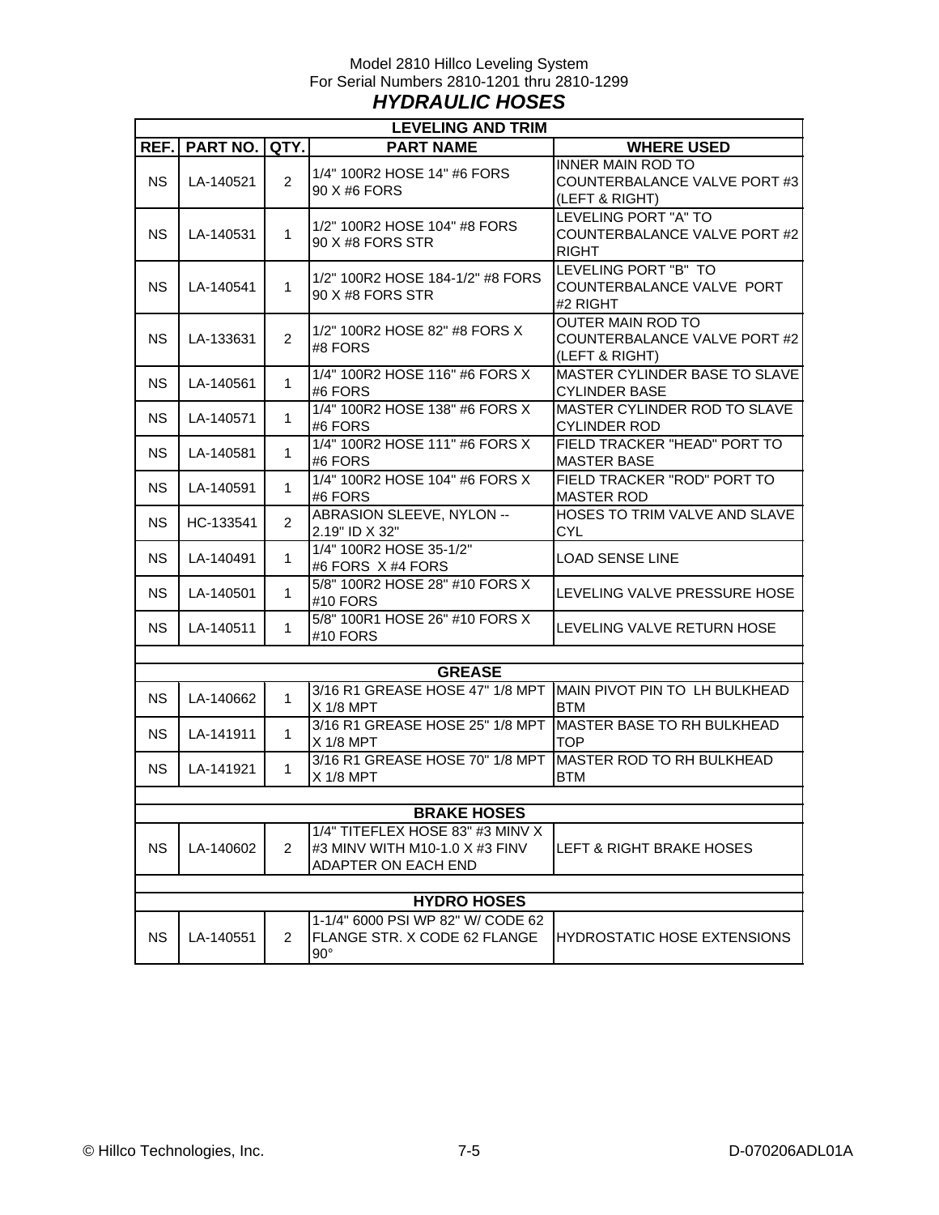Model 2810 Hillco Leveling System
For Serial Numbers 2810-1201 thru 2810-1299

# *HYDRAULIC HOSES*

| LEVELING AND TRIM | | | | |
|---|---|---|---|---|
| **REF.** | **PART NO.** | **QTY.** | **PART NAME** | **WHERE USED** |
| NS | LA-140521 | 2 | 1/4" 100R2 HOSE 14" #6 FORS 90 X #6 FORS | INNER MAIN ROD TO COUNTERBALANCE VALVE PORT #3 (LEFT & RIGHT) |
| NS | LA-140531 | 1 | 1/2" 100R2 HOSE 104" #8 FORS 90 X #8 FORS STR | LEVELING PORT "A" TO COUNTERBALANCE VALVE PORT #2 RIGHT |
| NS | LA-140541 | 1 | 1/2" 100R2 HOSE 184-1/2" #8 FORS 90 X #8 FORS STR | LEVELING PORT "B" TO COUNTERBALANCE VALVE PORT #2 RIGHT |
| NS | LA-133631 | 2 | 1/2" 100R2 HOSE 82" #8 FORS X #8 FORS | OUTER MAIN ROD TO COUNTERBALANCE VALVE PORT #2 (LEFT & RIGHT) |
| NS | LA-140561 | 1 | 1/4" 100R2 HOSE 116" #6 FORS X #6 FORS | MASTER CYLINDER BASE TO SLAVE CYLINDER BASE |
| NS | LA-140571 | 1 | 1/4" 100R2 HOSE 138" #6 FORS X #6 FORS | MASTER CYLINDER ROD TO SLAVE CYLINDER ROD |
| NS | LA-140581 | 1 | 1/4" 100R2 HOSE 111" #6 FORS X #6 FORS | FIELD TRACKER "HEAD" PORT TO MASTER BASE |
| NS | LA-140591 | 1 | 1/4" 100R2 HOSE 104" #6 FORS X #6 FORS | FIELD TRACKER "ROD" PORT TO MASTER ROD |
| NS | HC-133541 | 2 | ABRASION SLEEVE, NYLON -- 2.19" ID X 32" | HOSES TO TRIM VALVE AND SLAVE CYL |
| NS | LA-140491 | 1 | 1/4" 100R2 HOSE 35-1/2" #6 FORS X #4 FORS | LOAD SENSE LINE |
| NS | LA-140501 | 1 | 5/8" 100R2 HOSE 28" #10 FORS X #10 FORS | LEVELING VALVE PRESSURE HOSE |
| NS | LA-140511 | 1 | 5/8" 100R1 HOSE 26" #10 FORS X #10 FORS | LEVELING VALVE RETURN HOSE |
| | | | | |
| **GREASE** | | | | |
| NS | LA-140662 | 1 | 3/16 R1 GREASE HOSE 47" 1/8 MPT X 1/8 MPT | MAIN PIVOT PIN TO LH BULKHEAD BTM |
| NS | LA-141911 | 1 | 3/16 R1 GREASE HOSE 25" 1/8 MPT X 1/8 MPT | MASTER BASE TO RH BULKHEAD TOP |
| NS | LA-141921 | 1 | 3/16 R1 GREASE HOSE 70" 1/8 MPT X 1/8 MPT | MASTER ROD TO RH BULKHEAD BTM |
| | | | | |
| **BRAKE HOSES** | | | | |
| NS | LA-140602 | 2 | 1/4" TITEFLEX HOSE 83" #3 MINV X #3 MINV WITH M10-1.0 X #3 FINV ADAPTER ON EACH END | LEFT & RIGHT BRAKE HOSES |
| | | | | |
| **HYDRO HOSES** | | | | |
| NS | LA-140551 | 2 | 1-1/4" 6000 PSI WP 82" W/ CODE 62 FLANGE STR. X CODE 62 FLANGE 90° | HYDROSTATIC HOSE EXTENSIONS |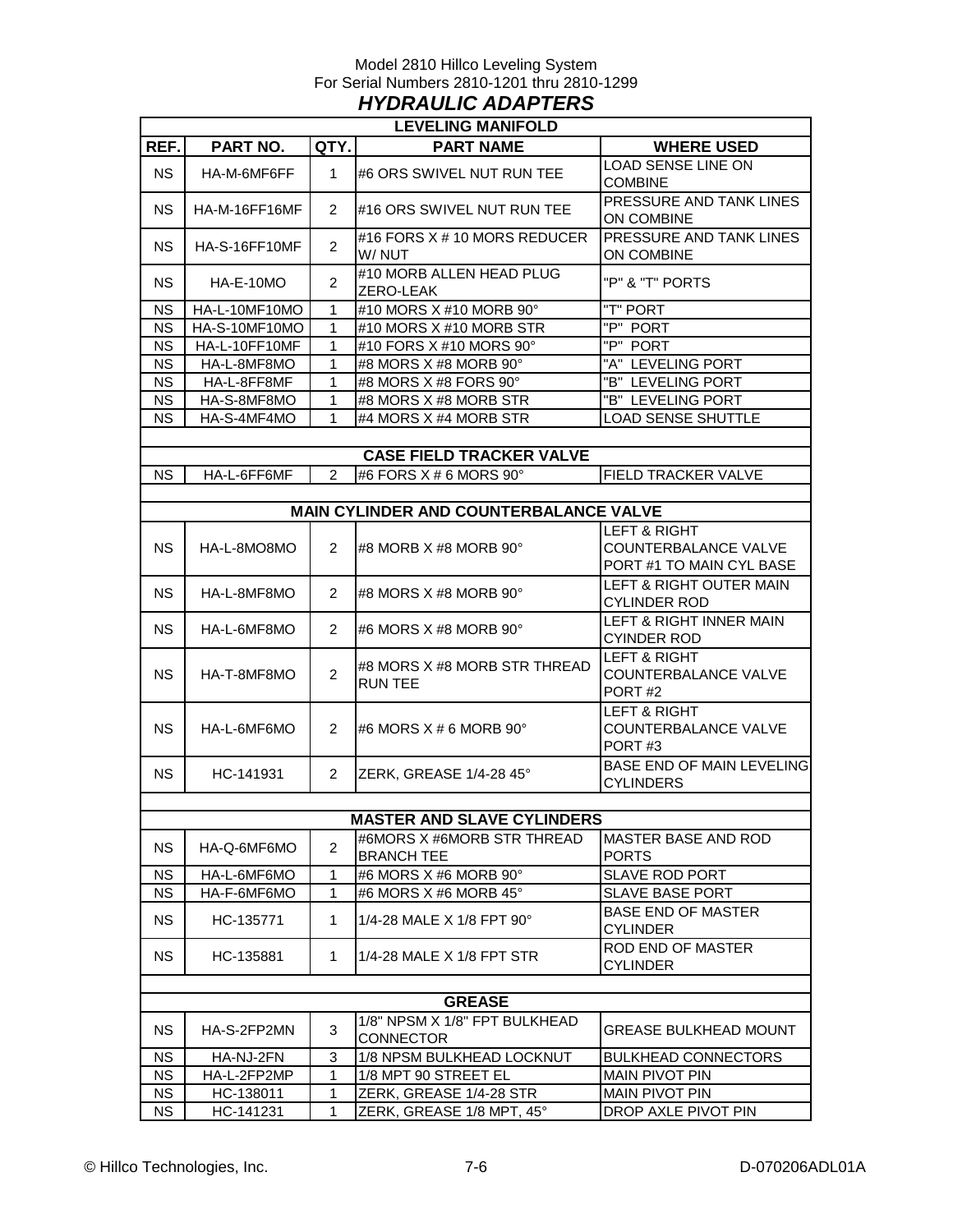Model 2810 Hillco Leveling System
For Serial Numbers 2810-1201 thru 2810-1299

# *HYDRAULIC ADAPTERS*

| REF. | PART NO. | QTY. | PART NAME | WHERE USED |
|---|---|---|---|---|
| | | | **LEVELING MANIFOLD** | |
| NS | HA-M-6MF6FF | 1 | #6 ORS SWIVEL NUT RUN TEE | LOAD SENSE LINE ON COMBINE |
| NS | HA-M-16FF16MF | 2 | #16 ORS SWIVEL NUT RUN TEE | PRESSURE AND TANK LINES ON COMBINE |
| NS | HA-S-16FF10MF | 2 | #16 FORS X # 10 MORS REDUCER W/ NUT | PRESSURE AND TANK LINES ON COMBINE |
| NS | HA-E-10MO | 2 | #10 MORB ALLEN HEAD PLUG ZERO-LEAK | "P" & "T" PORTS |
| NS | HA-L-10MF10MO | 1 | #10 MORS X #10 MORB 90° | "T" PORT |
| NS | HA-S-10MF10MO | 1 | #10 MORS X #10 MORB STR | "P" PORT |
| NS | HA-L-10FF10MF | 1 | #10 FORS X #10 MORS 90° | "P" PORT |
| NS | HA-L-8MF8MO | 1 | #8 MORS X #8 MORB 90° | "A" LEVELING PORT |
| NS | HA-L-8FF8MF | 1 | #8 MORS X #8 FORS 90° | "B" LEVELING PORT |
| NS | HA-S-8MF8MO | 1 | #8 MORS X #8 MORB STR | "B" LEVELING PORT |
| NS | HA-S-4MF4MO | 1 | #4 MORS X #4 MORB STR | LOAD SENSE SHUTTLE |
| | | | **CASE FIELD TRACKER VALVE** | |
| NS | HA-L-6FF6MF | 2 | #6 FORS X # 6 MORS 90° | FIELD TRACKER VALVE |
| | | | **MAIN CYLINDER AND COUNTERBALANCE VALVE** | |
| NS | HA-L-8MO8MO | 2 | #8 MORB X #8 MORB 90° | LEFT & RIGHT COUNTERBALANCE VALVE PORT #1 TO MAIN CYL BASE |
| NS | HA-L-8MF8MO | 2 | #8 MORS X #8 MORB 90° | LEFT & RIGHT OUTER MAIN CYLINDER ROD |
| NS | HA-L-6MF8MO | 2 | #6 MORS X #8 MORB 90° | LEFT & RIGHT INNER MAIN CYINDER ROD |
| NS | HA-T-8MF8MO | 2 | #8 MORS X #8 MORB STR THREAD RUN TEE | LEFT & RIGHT COUNTERBALANCE VALVE PORT #2 |
| NS | HA-L-6MF6MO | 2 | #6 MORS X # 6 MORB 90° | LEFT & RIGHT COUNTERBALANCE VALVE PORT #3 |
| NS | HC-141931 | 2 | ZERK, GREASE 1/4-28 45° | BASE END OF MAIN LEVELING CYLINDERS |
| | | | **MASTER AND SLAVE CYLINDERS** | |
| NS | HA-Q-6MF6MO | 2 | #6MORS X #6MORB STR THREAD BRANCH TEE | MASTER BASE AND ROD PORTS |
| NS | HA-L-6MF6MO | 1 | #6 MORS X #6 MORB 90° | SLAVE ROD PORT |
| NS | HA-F-6MF6MO | 1 | #6 MORS X #6 MORB 45° | SLAVE BASE PORT |
| NS | HC-135771 | 1 | 1/4-28 MALE X 1/8 FPT 90° | BASE END OF MASTER CYLINDER |
| NS | HC-135881 | 1 | 1/4-28 MALE X 1/8 FPT STR | ROD END OF MASTER CYLINDER |
| | | | **GREASE** | |
| NS | HA-S-2FP2MN | 3 | 1/8" NPSM X 1/8" FPT BULKHEAD CONNECTOR | GREASE BULKHEAD MOUNT |
| NS | HA-NJ-2FN | 3 | 1/8 NPSM BULKHEAD LOCKNUT | BULKHEAD CONNECTORS |
| NS | HA-L-2FP2MP | 1 | 1/8 MPT 90 STREET EL | MAIN PIVOT PIN |
| NS | HC-138011 | 1 | ZERK, GREASE 1/4-28 STR | MAIN PIVOT PIN |
| NS | HC-141231 | 1 | ZERK, GREASE 1/8 MPT, 45° | DROP AXLE PIVOT PIN |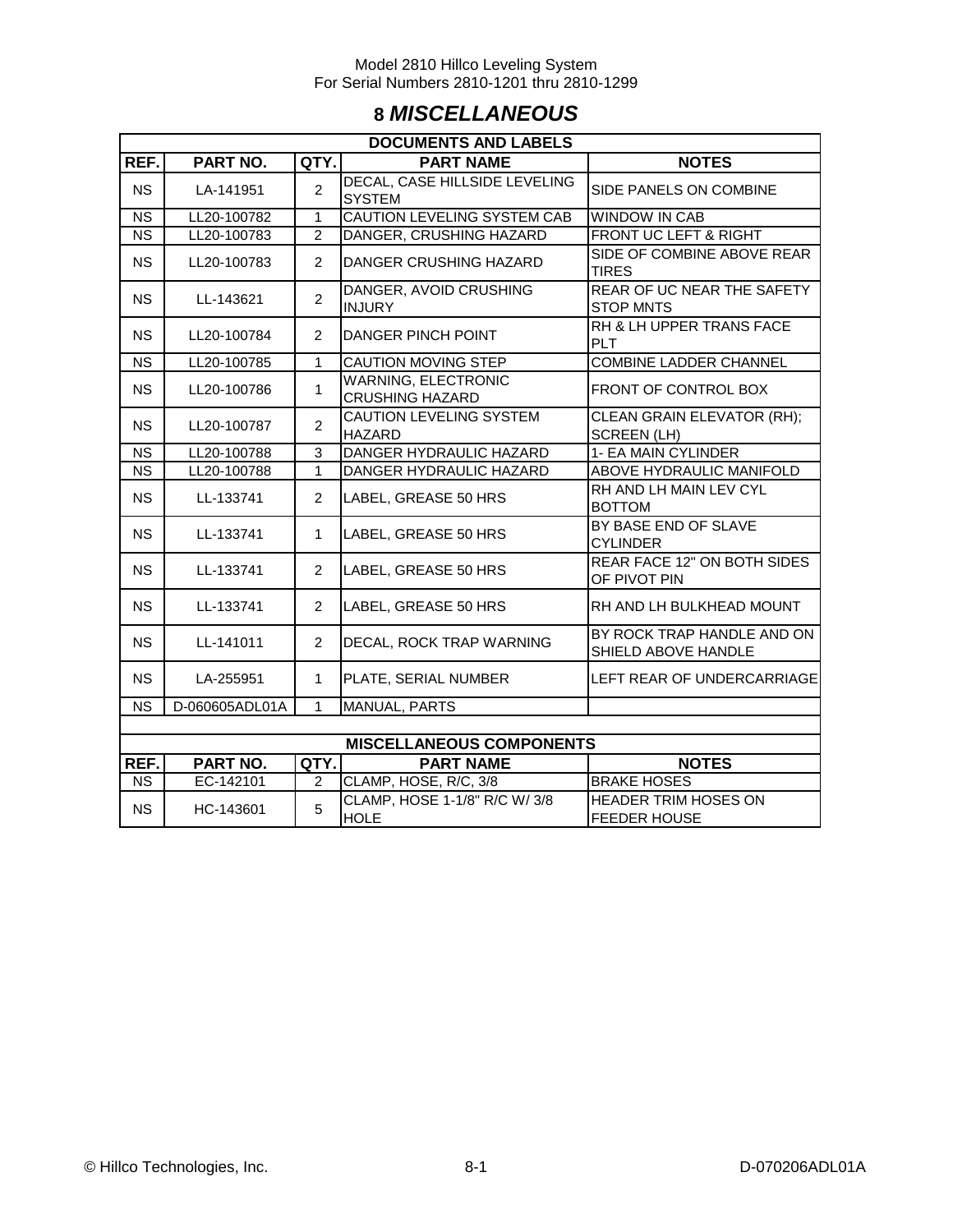# 8 *MISCELLANEOUS*

| DOCUMENTS AND LABELS | | | | |
|---|---|---|---|---|
| **REF.** | **PART NO.** | **QTY.** | **PART NAME** | **NOTES** |
| NS | LA-141951 | 2 | DECAL, CASE HILLSIDE LEVELING SYSTEM | SIDE PANELS ON COMBINE |
| NS | LL20-100782 | 1 | CAUTION LEVELING SYSTEM CAB | WINDOW IN CAB |
| NS | LL20-100783 | 2 | DANGER, CRUSHING HAZARD | FRONT UC LEFT & RIGHT |
| NS | LL20-100783 | 2 | DANGER CRUSHING HAZARD | SIDE OF COMBINE ABOVE REAR TIRES |
| NS | LL-143621 | 2 | DANGER, AVOID CRUSHING INJURY | REAR OF UC NEAR THE SAFETY STOP MNTS |
| NS | LL20-100784 | 2 | DANGER PINCH POINT | RH & LH UPPER TRANS FACE PLT |
| NS | LL20-100785 | 1 | CAUTION MOVING STEP | COMBINE LADDER CHANNEL |
| NS | LL20-100786 | 1 | WARNING, ELECTRONIC CRUSHING HAZARD | FRONT OF CONTROL BOX |
| NS | LL20-100787 | 2 | CAUTION LEVELING SYSTEM HAZARD | CLEAN GRAIN ELEVATOR (RH); SCREEN (LH) |
| NS | LL20-100788 | 3 | DANGER HYDRAULIC HAZARD | 1- EA MAIN CYLINDER |
| NS | LL20-100788 | 1 | DANGER HYDRAULIC HAZARD | ABOVE HYDRAULIC MANIFOLD |
| NS | LL-133741 | 2 | LABEL, GREASE 50 HRS | RH AND LH MAIN LEV CYL BOTTOM |
| NS | LL-133741 | 1 | LABEL, GREASE 50 HRS | BY BASE END OF SLAVE CYLINDER |
| NS | LL-133741 | 2 | LABEL, GREASE 50 HRS | REAR FACE 12" ON BOTH SIDES OF PIVOT PIN |
| NS | LL-133741 | 2 | LABEL, GREASE 50 HRS | RH AND LH BULKHEAD MOUNT |
| NS | LL-141011 | 2 | DECAL, ROCK TRAP WARNING | BY ROCK TRAP HANDLE AND ON SHIELD ABOVE HANDLE |
| NS | LA-255951 | 1 | PLATE, SERIAL NUMBER | LEFT REAR OF UNDERCARRIAGE |
| NS | D-060605ADL01A | 1 | MANUAL, PARTS | |

| MISCELLANEOUS COMPONENTS | | | | |
|---|---|---|---|---|
| **REF.** | **PART NO.** | **QTY.** | **PART NAME** | **NOTES** |
| NS | EC-142101 | 2 | CLAMP, HOSE, R/C, 3/8 | BRAKE HOSES |
| NS | HC-143601 | 5 | CLAMP, HOSE 1-1/8" R/C W/ 3/8 HOLE | HEADER TRIM HOSES ON FEEDER HOUSE |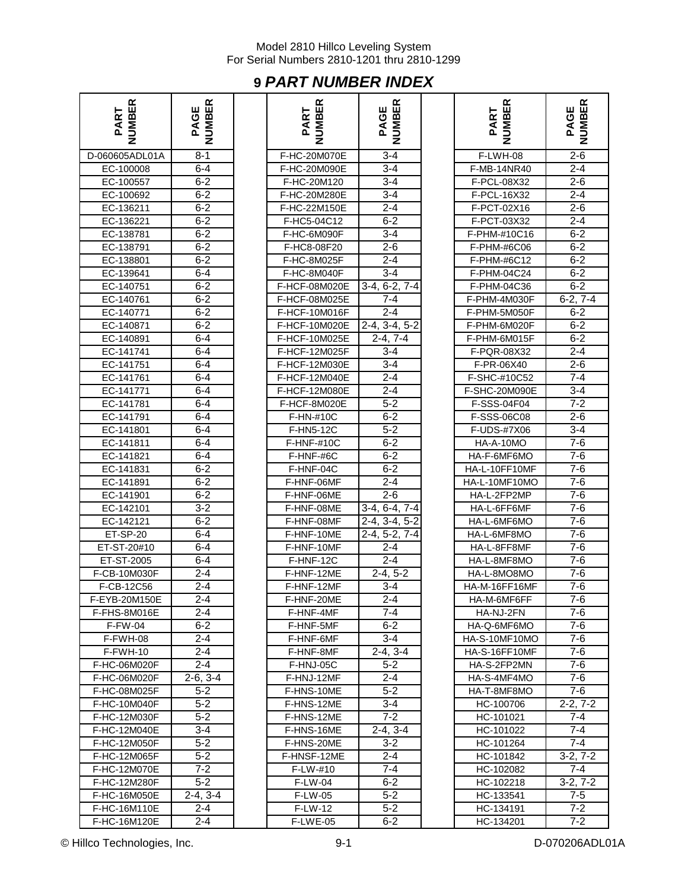# 9 *PART NUMBER INDEX*

| PART NUMBER | PAGE NUMBER | | PART NUMBER | PAGE NUMBER | | PART NUMBER | PAGE NUMBER |
|---|---|---|---|---|---|---|---|
| D-060605ADL01A | 8-1 | | F-HC-20M070E | 3-4 | | F-LWH-08 | 2-6 |
| EC-100008 | 6-4 | | F-HC-20M090E | 3-4 | | F-MB-14NR40 | 2-4 |
| EC-100557 | 6-2 | | F-HC-20M120 | 3-4 | | F-PCL-08X32 | 2-6 |
| EC-100692 | 6-2 | | F-HC-20M280E | 3-4 | | F-PCL-16X32 | 2-4 |
| EC-136211 | 6-2 | | F-HC-22M150E | 2-4 | | F-PCT-02X16 | 2-6 |
| EC-136221 | 6-2 | | F-HC5-04C12 | 6-2 | | F-PCT-03X32 | 2-4 |
| EC-138781 | 6-2 | | F-HC-6M090F | 3-4 | | F-PHM-#10C16 | 6-2 |
| EC-138791 | 6-2 | | F-HC8-08F20 | 2-6 | | F-PHM-#6C06 | 6-2 |
| EC-138801 | 6-2 | | F-HC-8M025F | 2-4 | | F-PHM-#6C12 | 6-2 |
| EC-139641 | 6-4 | | F-HC-8M040F | 3-4 | | F-PHM-04C24 | 6-2 |
| EC-140751 | 6-2 | | F-HCF-08M020E | 3-4, 6-2, 7-4 | | F-PHM-04C36 | 6-2 |
| EC-140761 | 6-2 | | F-HCF-08M025E | 7-4 | | F-PHM-4M030F | 6-2, 7-4 |
| EC-140771 | 6-2 | | F-HCF-10M016F | 2-4 | | F-PHM-5M050F | 6-2 |
| EC-140871 | 6-2 | | F-HCF-10M020E | 2-4, 3-4, 5-2 | | F-PHM-6M020F | 6-2 |
| EC-140891 | 6-4 | | F-HCF-10M025E | 2-4, 7-4 | | F-PHM-6M015F | 6-2 |
| EC-141741 | 6-4 | | F-HCF-12M025F | 3-4 | | F-PQR-08X32 | 2-4 |
| EC-141751 | 6-4 | | F-HCF-12M030E | 3-4 | | F-PR-06X40 | 2-6 |
| EC-141761 | 6-4 | | F-HCF-12M040E | 2-4 | | F-SHC-#10C52 | 7-4 |
| EC-141771 | 6-4 | | F-HCF-12M080E | 2-4 | | F-SHC-20M090E | 3-4 |
| EC-141781 | 6-4 | | F-HCF-8M020E | 5-2 | | F-SSS-04F04 | 7-2 |
| EC-141791 | 6-4 | | F-HN-#10C | 6-2 | | F-SSS-06C08 | 2-6 |
| EC-141801 | 6-4 | | F-HN5-12C | 5-2 | | F-UDS-#7X06 | 3-4 |
| EC-141811 | 6-4 | | F-HNF-#10C | 6-2 | | HA-A-10MO | 7-6 |
| EC-141821 | 6-4 | | F-HNF-#6C | 6-2 | | HA-F-6MF6MO | 7-6 |
| EC-141831 | 6-2 | | F-HNF-04C | 6-2 | | HA-L-10FF10MF | 7-6 |
| EC-141891 | 6-2 | | F-HNF-06MF | 2-4 | | HA-L-10MF10MO | 7-6 |
| EC-141901 | 6-2 | | F-HNF-06ME | 2-6 | | HA-L-2FP2MP | 7-6 |
| EC-142101 | 3-2 | | F-HNF-08ME | 3-4, 6-4, 7-4 | | HA-L-6FF6MF | 7-6 |
| EC-142121 | 6-2 | | F-HNF-08MF | 2-4, 3-4, 5-2 | | HA-L-6MF6MO | 7-6 |
| ET-SP-20 | 6-4 | | F-HNF-10ME | 2-4, 5-2, 7-4 | | HA-L-6MF8MO | 7-6 |
| ET-ST-20#10 | 6-4 | | F-HNF-10MF | 2-4 | | HA-L-8FF8MF | 7-6 |
| ET-ST-2005 | 6-4 | | F-HNF-12C | 2-4 | | HA-L-8MF8MO | 7-6 |
| F-CB-10M030F | 2-4 | | F-HNF-12ME | 2-4, 5-2 | | HA-L-8MO8MO | 7-6 |
| F-CB-12C56 | 2-4 | | F-HNF-12MF | 3-4 | | HA-M-16FF16MF | 7-6 |
| F-EYB-20M150E | 2-4 | | F-HNF-20ME | 2-4 | | HA-M-6MF6FF | 7-6 |
| F-FHS-8M016E | 2-4 | | F-HNF-4MF | 7-4 | | HA-NJ-2FN | 7-6 |
| F-FW-04 | 6-2 | | F-HNF-5MF | 6-2 | | HA-Q-6MF6MO | 7-6 |
| F-FWH-08 | 2-4 | | F-HNF-6MF | 3-4 | | HA-S-10MF10MO | 7-6 |
| F-FWH-10 | 2-4 | | F-HNF-8MF | 2-4, 3-4 | | HA-S-16FF10MF | 7-6 |
| F-HC-06M020F | 2-4 | | F-HNJ-05C | 5-2 | | HA-S-2FP2MN | 7-6 |
| F-HC-06M020F | 2-6, 3-4 | | F-HNJ-12MF | 2-4 | | HA-S-4MF4MO | 7-6 |
| F-HC-08M025F | 5-2 | | F-HNS-10ME | 5-2 | | HA-T-8MF8MO | 7-6 |
| F-HC-10M040F | 5-2 | | F-HNS-12ME | 3-4 | | HC-100706 | 2-2, 7-2 |
| F-HC-12M030F | 5-2 | | F-HNS-12ME | 7-2 | | HC-101021 | 7-4 |
| F-HC-12M040E | 3-4 | | F-HNS-16ME | 2-4, 3-4 | | HC-101022 | 7-4 |
| F-HC-12M050F | 5-2 | | F-HNS-20ME | 3-2 | | HC-101264 | 7-4 |
| F-HC-12M065F | 5-2 | | F-HNSF-12ME | 2-4 | | HC-101842 | 3-2, 7-2 |
| F-HC-12M070E | 7-2 | | F-LW-#10 | 7-4 | | HC-102082 | 7-4 |
| F-HC-12M280F | 5-2 | | F-LW-04 | 6-2 | | HC-102218 | 3-2, 7-2 |
| F-HC-16M050E | 2-4, 3-4 | | F-LW-05 | 5-2 | | HC-133541 | 7-5 |
| F-HC-16M110E | 2-4 | | F-LW-12 | 5-2 | | HC-134191 | 7-2 |
| F-HC-16M120E | 2-4 | | F-LWE-05 | 6-2 | | HC-134201 | 7-2 |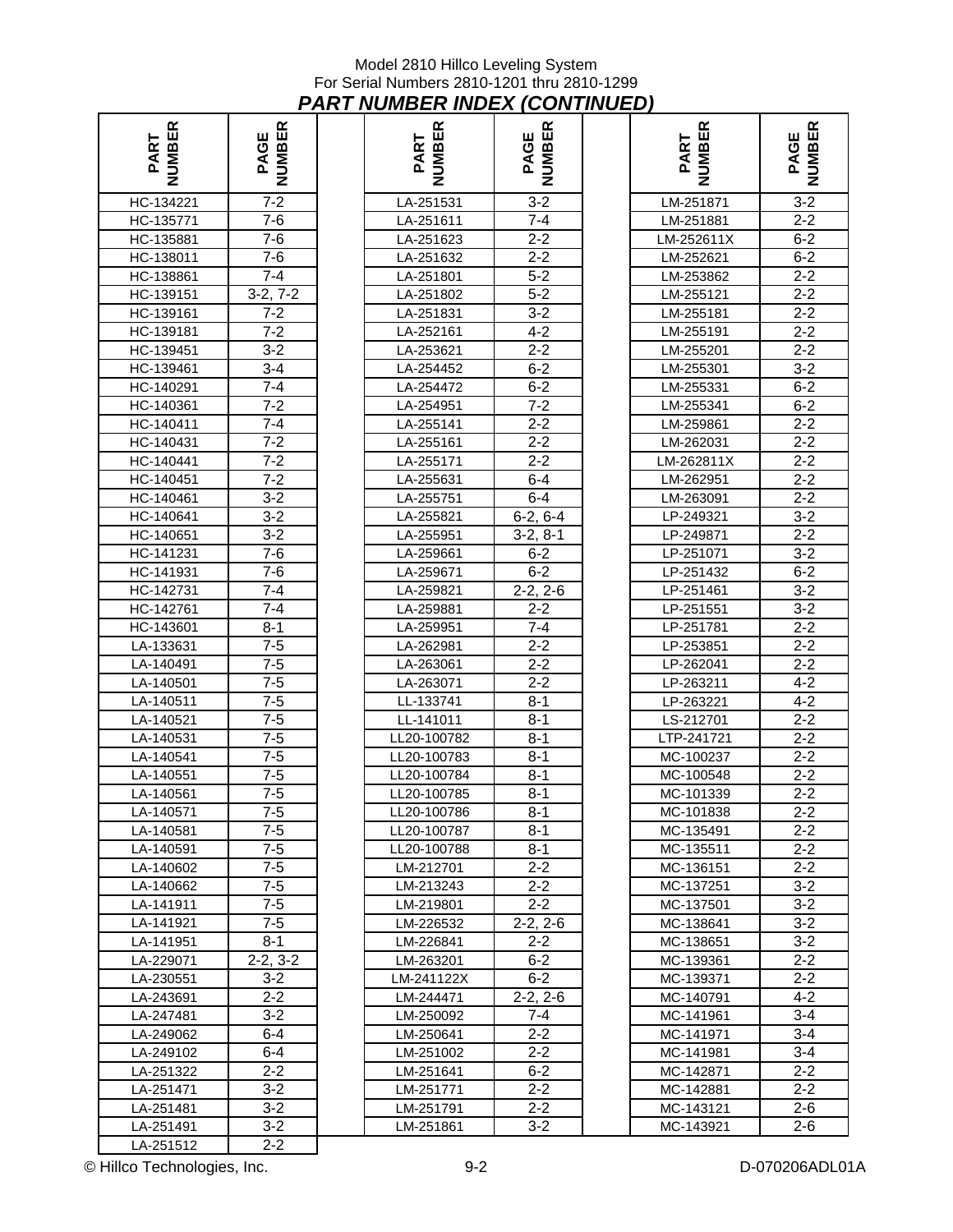Model 2810 Hillco Leveling System
For Serial Numbers 2810-1201 thru 2810-1299

## *PART NUMBER INDEX (CONTINUED)*

| PART NUMBER | PAGE NUMBER | | PART NUMBER | PAGE NUMBER | | PART NUMBER | PAGE NUMBER |
|---|---|---|---|---|---|---|---|
| HC-134221 | 7-2 | | LA-251531 | 3-2 | | LM-251871 | 3-2 |
| HC-135771 | 7-6 | | LA-251611 | 7-4 | | LM-251881 | 2-2 |
| HC-135881 | 7-6 | | LA-251623 | 2-2 | | LM-252611X | 6-2 |
| HC-138011 | 7-6 | | LA-251632 | 2-2 | | LM-252621 | 6-2 |
| HC-138861 | 7-4 | | LA-251801 | 5-2 | | LM-253862 | 2-2 |
| HC-139151 | 3-2, 7-2 | | LA-251802 | 5-2 | | LM-255121 | 2-2 |
| HC-139161 | 7-2 | | LA-251831 | 3-2 | | LM-255181 | 2-2 |
| HC-139181 | 7-2 | | LA-252161 | 4-2 | | LM-255191 | 2-2 |
| HC-139451 | 3-2 | | LA-253621 | 2-2 | | LM-255201 | 2-2 |
| HC-139461 | 3-4 | | LA-254452 | 6-2 | | LM-255301 | 3-2 |
| HC-140291 | 7-4 | | LA-254472 | 6-2 | | LM-255331 | 6-2 |
| HC-140361 | 7-2 | | LA-254951 | 7-2 | | LM-255341 | 6-2 |
| HC-140411 | 7-4 | | LA-255141 | 2-2 | | LM-259861 | 2-2 |
| HC-140431 | 7-2 | | LA-255161 | 2-2 | | LM-262031 | 2-2 |
| HC-140441 | 7-2 | | LA-255171 | 2-2 | | LM-262811X | 2-2 |
| HC-140451 | 7-2 | | LA-255631 | 6-4 | | LM-262951 | 2-2 |
| HC-140461 | 3-2 | | LA-255751 | 6-4 | | LM-263091 | 2-2 |
| HC-140641 | 3-2 | | LA-255821 | 6-2, 6-4 | | LP-249321 | 3-2 |
| HC-140651 | 3-2 | | LA-255951 | 3-2, 8-1 | | LP-249871 | 2-2 |
| HC-141231 | 7-6 | | LA-259661 | 6-2 | | LP-251071 | 3-2 |
| HC-141931 | 7-6 | | LA-259671 | 6-2 | | LP-251432 | 6-2 |
| HC-142731 | 7-4 | | LA-259821 | 2-2, 2-6 | | LP-251461 | 3-2 |
| HC-142761 | 7-4 | | LA-259881 | 2-2 | | LP-251551 | 3-2 |
| HC-143601 | 8-1 | | LA-259951 | 7-4 | | LP-251781 | 2-2 |
| LA-133631 | 7-5 | | LA-262981 | 2-2 | | LP-253851 | 2-2 |
| LA-140491 | 7-5 | | LA-263061 | 2-2 | | LP-262041 | 2-2 |
| LA-140501 | 7-5 | | LA-263071 | 2-2 | | LP-263211 | 4-2 |
| LA-140511 | 7-5 | | LL-133741 | 8-1 | | LP-263221 | 4-2 |
| LA-140521 | 7-5 | | LL-141011 | 8-1 | | LS-212701 | 2-2 |
| LA-140531 | 7-5 | | LL20-100782 | 8-1 | | LTP-241721 | 2-2 |
| LA-140541 | 7-5 | | LL20-100783 | 8-1 | | MC-100237 | 2-2 |
| LA-140551 | 7-5 | | LL20-100784 | 8-1 | | MC-100548 | 2-2 |
| LA-140561 | 7-5 | | LL20-100785 | 8-1 | | MC-101339 | 2-2 |
| LA-140571 | 7-5 | | LL20-100786 | 8-1 | | MC-101838 | 2-2 |
| LA-140581 | 7-5 | | LL20-100787 | 8-1 | | MC-135491 | 2-2 |
| LA-140591 | 7-5 | | LL20-100788 | 8-1 | | MC-135511 | 2-2 |
| LA-140602 | 7-5 | | LM-212701 | 2-2 | | MC-136151 | 2-2 |
| LA-140662 | 7-5 | | LM-213243 | 2-2 | | MC-137251 | 3-2 |
| LA-141911 | 7-5 | | LM-219801 | 2-2 | | MC-137501 | 3-2 |
| LA-141921 | 7-5 | | LM-226532 | 2-2, 2-6 | | MC-138641 | 3-2 |
| LA-141951 | 8-1 | | LM-226841 | 2-2 | | MC-138651 | 3-2 |
| LA-229071 | 2-2, 3-2 | | LM-263201 | 6-2 | | MC-139361 | 2-2 |
| LA-230551 | 3-2 | | LM-241122X | 6-2 | | MC-139371 | 2-2 |
| LA-243691 | 2-2 | | LM-244471 | 2-2, 2-6 | | MC-140791 | 4-2 |
| LA-247481 | 3-2 | | LM-250092 | 7-4 | | MC-141961 | 3-4 |
| LA-249062 | 6-4 | | LM-250641 | 2-2 | | MC-141971 | 3-4 |
| LA-249102 | 6-4 | | LM-251002 | 2-2 | | MC-141981 | 3-4 |
| LA-251322 | 2-2 | | LM-251641 | 6-2 | | MC-142871 | 2-2 |
| LA-251471 | 3-2 | | LM-251771 | 2-2 | | MC-142881 | 2-2 |
| LA-251481 | 3-2 | | LM-251791 | 2-2 | | MC-143121 | 2-6 |
| LA-251491 | 3-2 | | LM-251861 | 3-2 | | MC-143921 | 2-6 |
| LA-251512 | 2-2 | | | | | | |

© Hillco Technologies, Inc. D-070206ADL01A